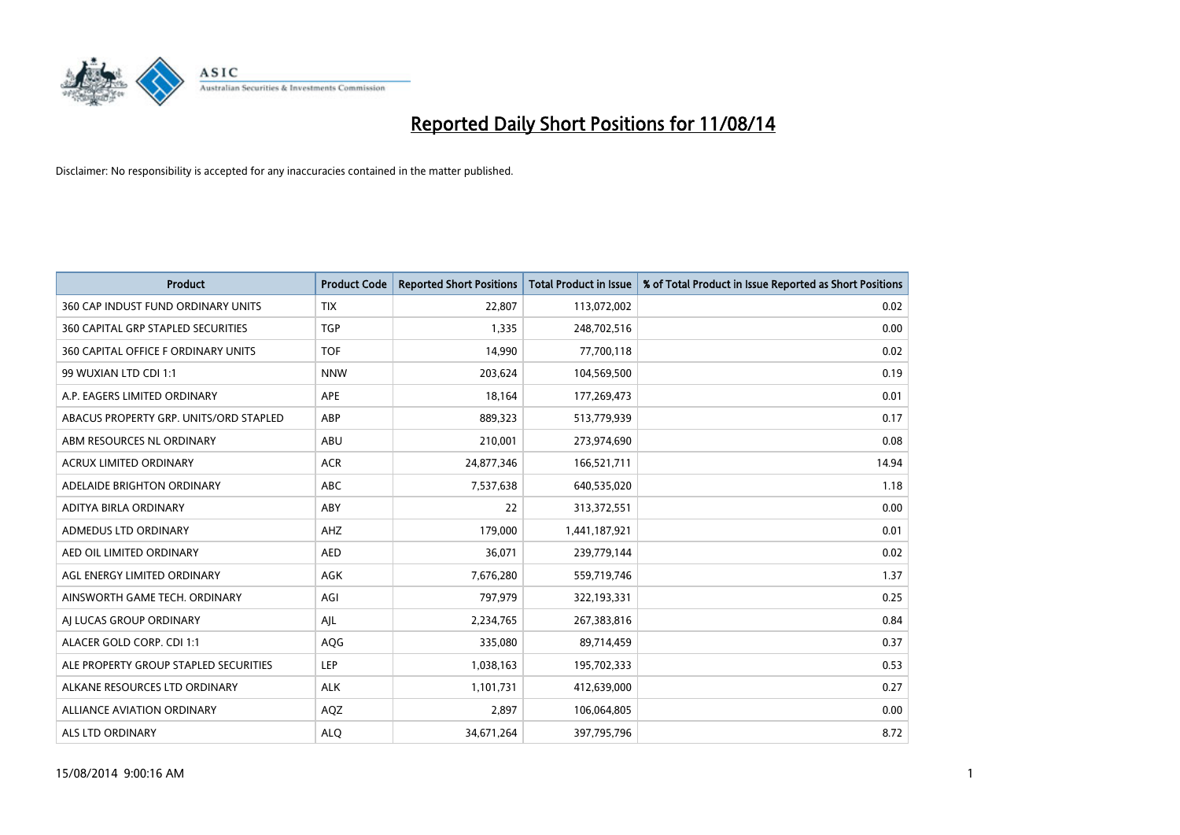# Reported Daily Short Positions for 11/08/14

Disclaimer: No responsibility is accepted for any inaccuracies contained in the matter published.

| Product | Product Code | Reported Short Positions | Total Product in Issue | % of Total Product in Issue Reported as Short Positions |
|---|---|---|---|---|
| 360 CAP INDUST FUND ORDINARY UNITS | TIX | 22,807 | 113,072,002 | 0.02 |
| 360 CAPITAL GRP STAPLED SECURITIES | TGP | 1,335 | 248,702,516 | 0.00 |
| 360 CAPITAL OFFICE F ORDINARY UNITS | TOF | 14,990 | 77,700,118 | 0.02 |
| 99 WUXIAN LTD CDI 1:1 | NNW | 203,624 | 104,569,500 | 0.19 |
| A.P. EAGERS LIMITED ORDINARY | APE | 18,164 | 177,269,473 | 0.01 |
| ABACUS PROPERTY GRP. UNITS/ORD STAPLED | ABP | 889,323 | 513,779,939 | 0.17 |
| ABM RESOURCES NL ORDINARY | ABU | 210,001 | 273,974,690 | 0.08 |
| ACRUX LIMITED ORDINARY | ACR | 24,877,346 | 166,521,711 | 14.94 |
| ADELAIDE BRIGHTON ORDINARY | ABC | 7,537,638 | 640,535,020 | 1.18 |
| ADITYA BIRLA ORDINARY | ABY | 22 | 313,372,551 | 0.00 |
| ADMEDUS LTD ORDINARY | AHZ | 179,000 | 1,441,187,921 | 0.01 |
| AED OIL LIMITED ORDINARY | AED | 36,071 | 239,779,144 | 0.02 |
| AGL ENERGY LIMITED ORDINARY | AGK | 7,676,280 | 559,719,746 | 1.37 |
| AINSWORTH GAME TECH. ORDINARY | AGI | 797,979 | 322,193,331 | 0.25 |
| AJ LUCAS GROUP ORDINARY | AJL | 2,234,765 | 267,383,816 | 0.84 |
| ALACER GOLD CORP. CDI 1:1 | AQG | 335,080 | 89,714,459 | 0.37 |
| ALE PROPERTY GROUP STAPLED SECURITIES | LEP | 1,038,163 | 195,702,333 | 0.53 |
| ALKANE RESOURCES LTD ORDINARY | ALK | 1,101,731 | 412,639,000 | 0.27 |
| ALLIANCE AVIATION ORDINARY | AQZ | 2,897 | 106,064,805 | 0.00 |
| ALS LTD ORDINARY | ALQ | 34,671,264 | 397,795,796 | 8.72 |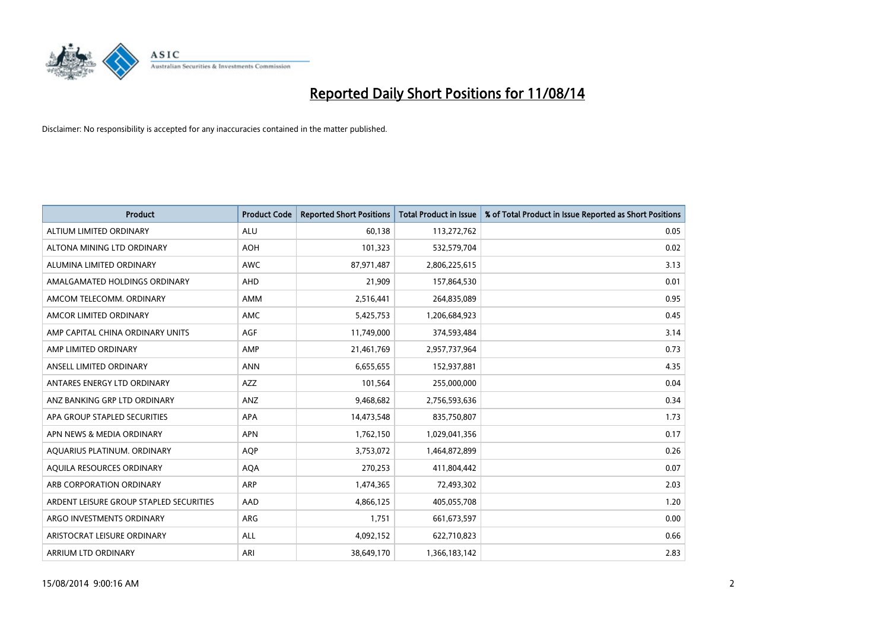# Reported Daily Short Positions for 11/08/14

Disclaimer: No responsibility is accepted for any inaccuracies contained in the matter published.

| Product | Product Code | Reported Short Positions | Total Product in Issue | % of Total Product in Issue Reported as Short Positions |
|---|---|---|---|---|
| ALTIUM LIMITED ORDINARY | ALU | 60,138 | 113,272,762 | 0.05 |
| ALTONA MINING LTD ORDINARY | AOH | 101,323 | 532,579,704 | 0.02 |
| ALUMINA LIMITED ORDINARY | AWC | 87,971,487 | 2,806,225,615 | 3.13 |
| AMALGAMATED HOLDINGS ORDINARY | AHD | 21,909 | 157,864,530 | 0.01 |
| AMCOM TELECOMM. ORDINARY | AMM | 2,516,441 | 264,835,089 | 0.95 |
| AMCOR LIMITED ORDINARY | AMC | 5,425,753 | 1,206,684,923 | 0.45 |
| AMP CAPITAL CHINA ORDINARY UNITS | AGF | 11,749,000 | 374,593,484 | 3.14 |
| AMP LIMITED ORDINARY | AMP | 21,461,769 | 2,957,737,964 | 0.73 |
| ANSELL LIMITED ORDINARY | ANN | 6,655,655 | 152,937,881 | 4.35 |
| ANTARES ENERGY LTD ORDINARY | AZZ | 101,564 | 255,000,000 | 0.04 |
| ANZ BANKING GRP LTD ORDINARY | ANZ | 9,468,682 | 2,756,593,636 | 0.34 |
| APA GROUP STAPLED SECURITIES | APA | 14,473,548 | 835,750,807 | 1.73 |
| APN NEWS & MEDIA ORDINARY | APN | 1,762,150 | 1,029,041,356 | 0.17 |
| AQUARIUS PLATINUM. ORDINARY | AQP | 3,753,072 | 1,464,872,899 | 0.26 |
| AQUILA RESOURCES ORDINARY | AQA | 270,253 | 411,804,442 | 0.07 |
| ARB CORPORATION ORDINARY | ARP | 1,474,365 | 72,493,302 | 2.03 |
| ARDENT LEISURE GROUP STAPLED SECURITIES | AAD | 4,866,125 | 405,055,708 | 1.20 |
| ARGO INVESTMENTS ORDINARY | ARG | 1,751 | 661,673,597 | 0.00 |
| ARISTOCRAT LEISURE ORDINARY | ALL | 4,092,152 | 622,710,823 | 0.66 |
| ARRIUM LTD ORDINARY | ARI | 38,649,170 | 1,366,183,142 | 2.83 |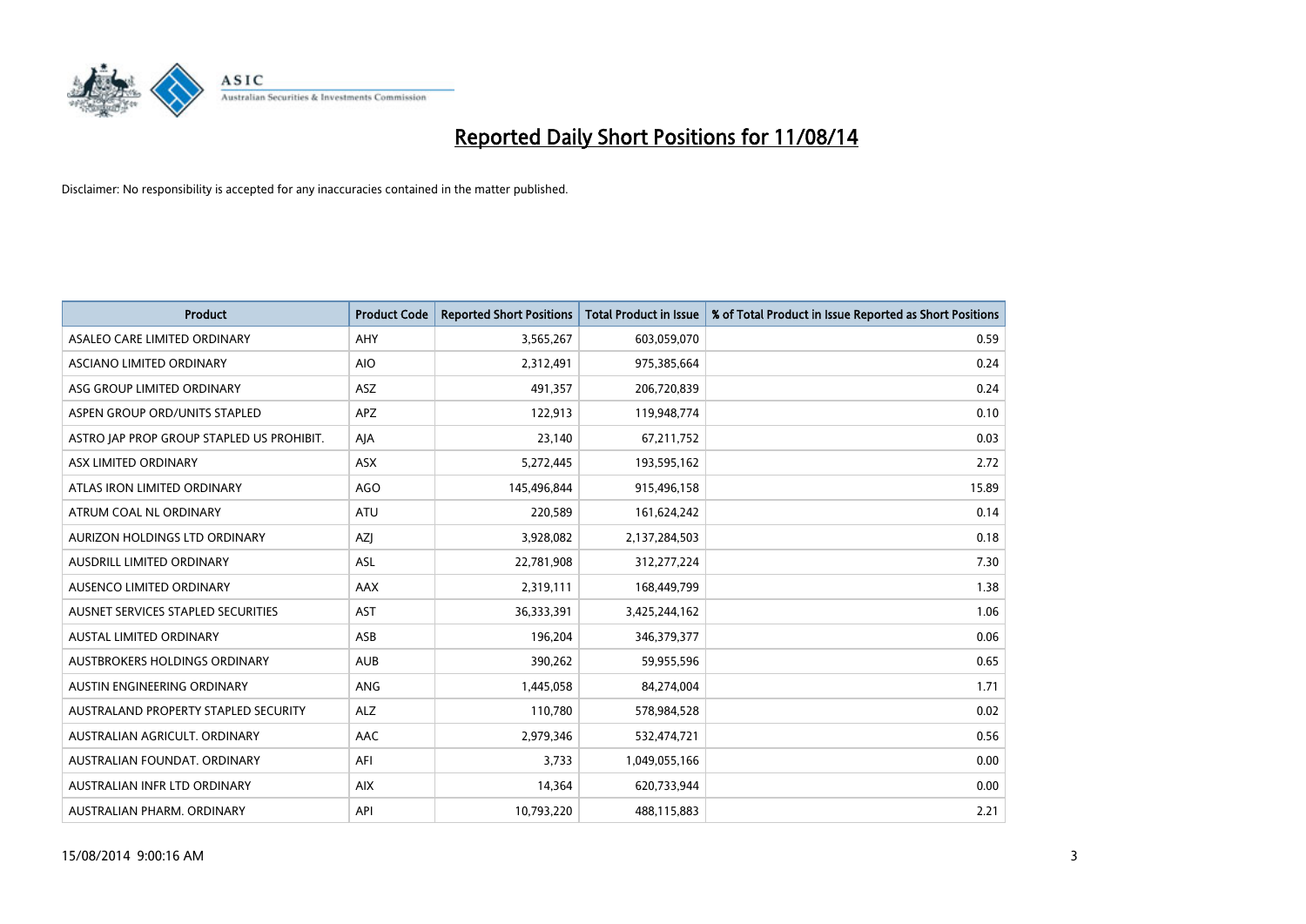# Reported Daily Short Positions for 11/08/14

Disclaimer: No responsibility is accepted for any inaccuracies contained in the matter published.

| Product | Product Code | Reported Short Positions | Total Product in Issue | % of Total Product in Issue Reported as Short Positions |
|---|---|---|---|---|
| ASALEO CARE LIMITED ORDINARY | AHY | 3,565,267 | 603,059,070 | 0.59 |
| ASCIANO LIMITED ORDINARY | AIO | 2,312,491 | 975,385,664 | 0.24 |
| ASG GROUP LIMITED ORDINARY | ASZ | 491,357 | 206,720,839 | 0.24 |
| ASPEN GROUP ORD/UNITS STAPLED | APZ | 122,913 | 119,948,774 | 0.10 |
| ASTRO JAP PROP GROUP STAPLED US PROHIBIT. | AJA | 23,140 | 67,211,752 | 0.03 |
| ASX LIMITED ORDINARY | ASX | 5,272,445 | 193,595,162 | 2.72 |
| ATLAS IRON LIMITED ORDINARY | AGO | 145,496,844 | 915,496,158 | 15.89 |
| ATRUM COAL NL ORDINARY | ATU | 220,589 | 161,624,242 | 0.14 |
| AURIZON HOLDINGS LTD ORDINARY | AZJ | 3,928,082 | 2,137,284,503 | 0.18 |
| AUSDRILL LIMITED ORDINARY | ASL | 22,781,908 | 312,277,224 | 7.30 |
| AUSENCO LIMITED ORDINARY | AAX | 2,319,111 | 168,449,799 | 1.38 |
| AUSNET SERVICES STAPLED SECURITIES | AST | 36,333,391 | 3,425,244,162 | 1.06 |
| AUSTAL LIMITED ORDINARY | ASB | 196,204 | 346,379,377 | 0.06 |
| AUSTBROKERS HOLDINGS ORDINARY | AUB | 390,262 | 59,955,596 | 0.65 |
| AUSTIN ENGINEERING ORDINARY | ANG | 1,445,058 | 84,274,004 | 1.71 |
| AUSTRALAND PROPERTY STAPLED SECURITY | ALZ | 110,780 | 578,984,528 | 0.02 |
| AUSTRALIAN AGRICULT. ORDINARY | AAC | 2,979,346 | 532,474,721 | 0.56 |
| AUSTRALIAN FOUNDAT. ORDINARY | AFI | 3,733 | 1,049,055,166 | 0.00 |
| AUSTRALIAN INFR LTD ORDINARY | AIX | 14,364 | 620,733,944 | 0.00 |
| AUSTRALIAN PHARM. ORDINARY | API | 10,793,220 | 488,115,883 | 2.21 |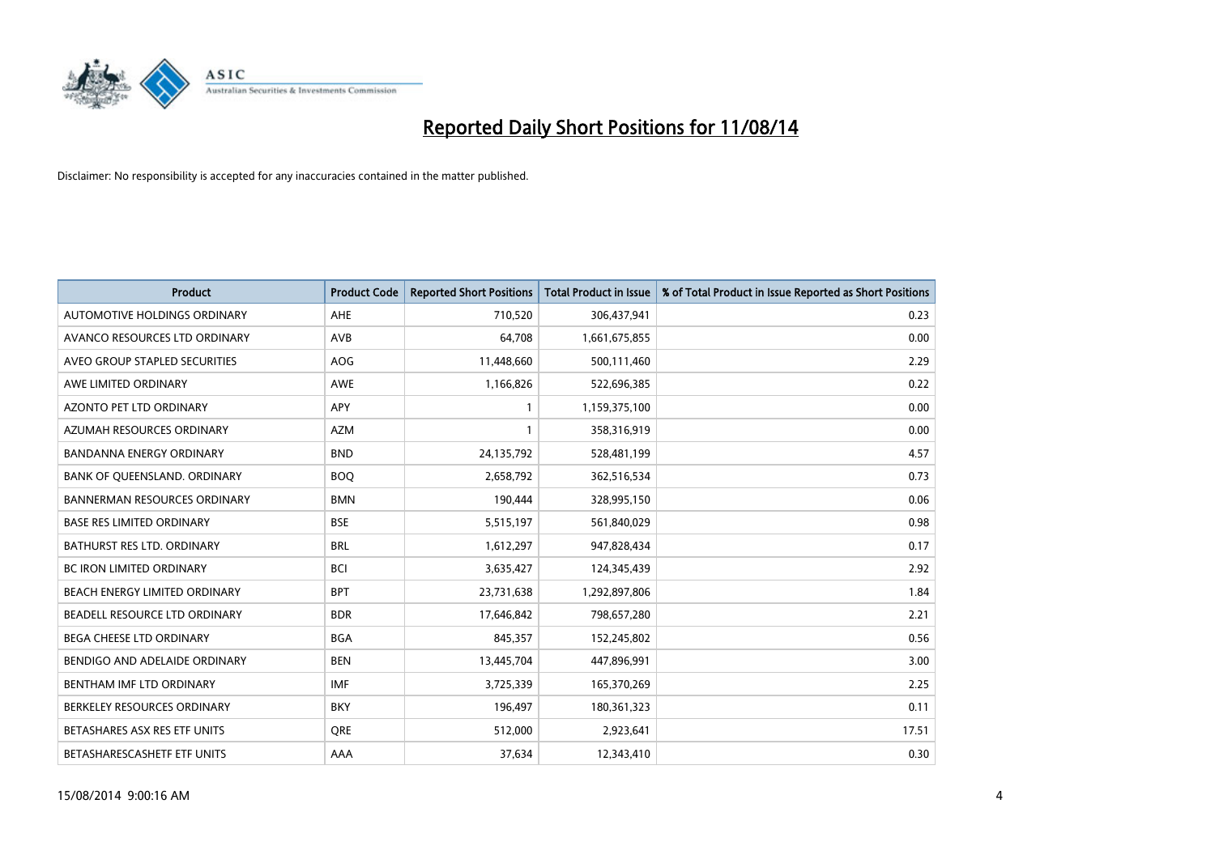# Reported Daily Short Positions for 11/08/14

Disclaimer: No responsibility is accepted for any inaccuracies contained in the matter published.

| Product | Product Code | Reported Short Positions | Total Product in Issue | % of Total Product in Issue Reported as Short Positions |
|---|---|---|---|---|
| AUTOMOTIVE HOLDINGS ORDINARY | AHE | 710,520 | 306,437,941 | 0.23 |
| AVANCO RESOURCES LTD ORDINARY | AVB | 64,708 | 1,661,675,855 | 0.00 |
| AVEO GROUP STAPLED SECURITIES | AOG | 11,448,660 | 500,111,460 | 2.29 |
| AWE LIMITED ORDINARY | AWE | 1,166,826 | 522,696,385 | 0.22 |
| AZONTO PET LTD ORDINARY | APY | 1 | 1,159,375,100 | 0.00 |
| AZUMAH RESOURCES ORDINARY | AZM | 1 | 358,316,919 | 0.00 |
| BANDANNA ENERGY ORDINARY | BND | 24,135,792 | 528,481,199 | 4.57 |
| BANK OF QUEENSLAND. ORDINARY | BOQ | 2,658,792 | 362,516,534 | 0.73 |
| BANNERMAN RESOURCES ORDINARY | BMN | 190,444 | 328,995,150 | 0.06 |
| BASE RES LIMITED ORDINARY | BSE | 5,515,197 | 561,840,029 | 0.98 |
| BATHURST RES LTD. ORDINARY | BRL | 1,612,297 | 947,828,434 | 0.17 |
| BC IRON LIMITED ORDINARY | BCI | 3,635,427 | 124,345,439 | 2.92 |
| BEACH ENERGY LIMITED ORDINARY | BPT | 23,731,638 | 1,292,897,806 | 1.84 |
| BEADELL RESOURCE LTD ORDINARY | BDR | 17,646,842 | 798,657,280 | 2.21 |
| BEGA CHEESE LTD ORDINARY | BGA | 845,357 | 152,245,802 | 0.56 |
| BENDIGO AND ADELAIDE ORDINARY | BEN | 13,445,704 | 447,896,991 | 3.00 |
| BENTHAM IMF LTD ORDINARY | IMF | 3,725,339 | 165,370,269 | 2.25 |
| BERKELEY RESOURCES ORDINARY | BKY | 196,497 | 180,361,323 | 0.11 |
| BETASHARES ASX RES ETF UNITS | QRE | 512,000 | 2,923,641 | 17.51 |
| BETASHARESCASHETF ETF UNITS | AAA | 37,634 | 12,343,410 | 0.30 |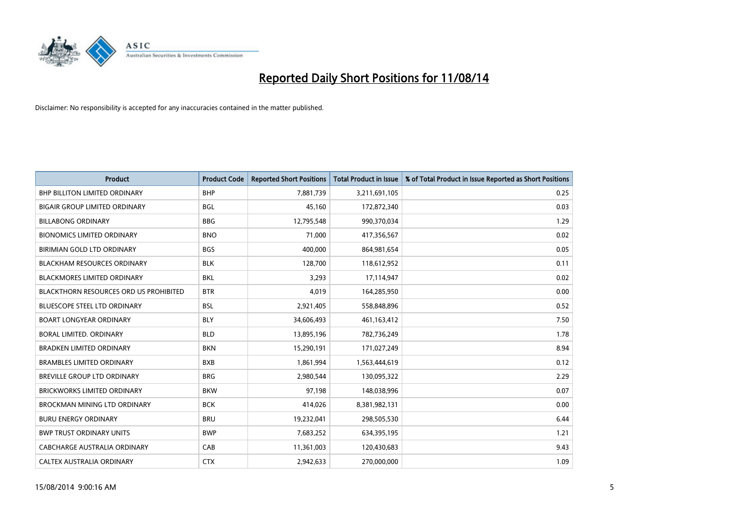# Reported Daily Short Positions for 11/08/14

Disclaimer: No responsibility is accepted for any inaccuracies contained in the matter published.

| Product | Product Code | Reported Short Positions | Total Product in Issue | % of Total Product in Issue Reported as Short Positions |
|---|---|---|---|---|
| BHP BILLITON LIMITED ORDINARY | BHP | 7,881,739 | 3,211,691,105 | 0.25 |
| BIGAIR GROUP LIMITED ORDINARY | BGL | 45,160 | 172,872,340 | 0.03 |
| BILLABONG ORDINARY | BBG | 12,795,548 | 990,370,034 | 1.29 |
| BIONOMICS LIMITED ORDINARY | BNO | 71,000 | 417,356,567 | 0.02 |
| BIRIMIAN GOLD LTD ORDINARY | BGS | 400,000 | 864,981,654 | 0.05 |
| BLACKHAM RESOURCES ORDINARY | BLK | 128,700 | 118,612,952 | 0.11 |
| BLACKMORES LIMITED ORDINARY | BKL | 3,293 | 17,114,947 | 0.02 |
| BLACKTHORN RESOURCES ORD US PROHIBITED | BTR | 4,019 | 164,285,950 | 0.00 |
| BLUESCOPE STEEL LTD ORDINARY | BSL | 2,921,405 | 558,848,896 | 0.52 |
| BOART LONGYEAR ORDINARY | BLY | 34,606,493 | 461,163,412 | 7.50 |
| BORAL LIMITED. ORDINARY | BLD | 13,895,196 | 782,736,249 | 1.78 |
| BRADKEN LIMITED ORDINARY | BKN | 15,290,191 | 171,027,249 | 8.94 |
| BRAMBLES LIMITED ORDINARY | BXB | 1,861,994 | 1,563,444,619 | 0.12 |
| BREVILLE GROUP LTD ORDINARY | BRG | 2,980,544 | 130,095,322 | 2.29 |
| BRICKWORKS LIMITED ORDINARY | BKW | 97,198 | 148,038,996 | 0.07 |
| BROCKMAN MINING LTD ORDINARY | BCK | 414,026 | 8,381,982,131 | 0.00 |
| BURU ENERGY ORDINARY | BRU | 19,232,041 | 298,505,530 | 6.44 |
| BWP TRUST ORDINARY UNITS | BWP | 7,683,252 | 634,395,195 | 1.21 |
| CABCHARGE AUSTRALIA ORDINARY | CAB | 11,361,003 | 120,430,683 | 9.43 |
| CALTEX AUSTRALIA ORDINARY | CTX | 2,942,633 | 270,000,000 | 1.09 |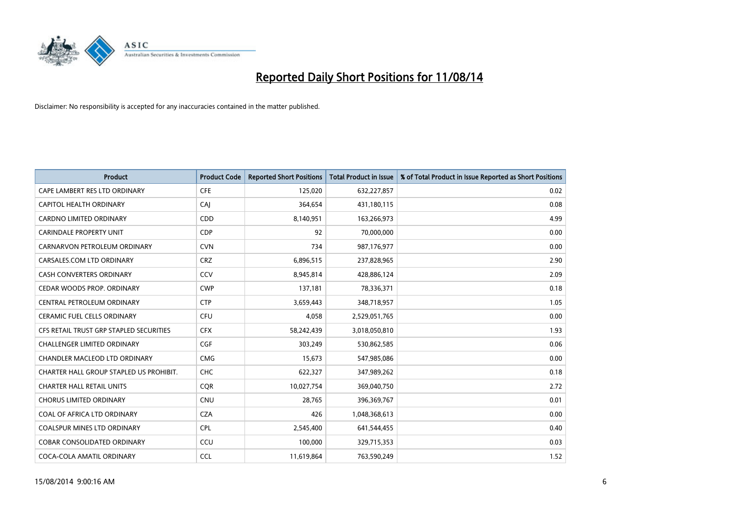# Reported Daily Short Positions for 11/08/14

Disclaimer: No responsibility is accepted for any inaccuracies contained in the matter published.

| Product | Product Code | Reported Short Positions | Total Product in Issue | % of Total Product in Issue Reported as Short Positions |
|---|---|---|---|---|
| CAPE LAMBERT RES LTD ORDINARY | CFE | 125,020 | 632,227,857 | 0.02 |
| CAPITOL HEALTH ORDINARY | CAJ | 364,654 | 431,180,115 | 0.08 |
| CARDNO LIMITED ORDINARY | CDD | 8,140,951 | 163,266,973 | 4.99 |
| CARINDALE PROPERTY UNIT | CDP | 92 | 70,000,000 | 0.00 |
| CARNARVON PETROLEUM ORDINARY | CVN | 734 | 987,176,977 | 0.00 |
| CARSALES.COM LTD ORDINARY | CRZ | 6,896,515 | 237,828,965 | 2.90 |
| CASH CONVERTERS ORDINARY | CCV | 8,945,814 | 428,886,124 | 2.09 |
| CEDAR WOODS PROP. ORDINARY | CWP | 137,181 | 78,336,371 | 0.18 |
| CENTRAL PETROLEUM ORDINARY | CTP | 3,659,443 | 348,718,957 | 1.05 |
| CERAMIC FUEL CELLS ORDINARY | CFU | 4,058 | 2,529,051,765 | 0.00 |
| CFS RETAIL TRUST GRP STAPLED SECURITIES | CFX | 58,242,439 | 3,018,050,810 | 1.93 |
| CHALLENGER LIMITED ORDINARY | CGF | 303,249 | 530,862,585 | 0.06 |
| CHANDLER MACLEOD LTD ORDINARY | CMG | 15,673 | 547,985,086 | 0.00 |
| CHARTER HALL GROUP STAPLED US PROHIBIT. | CHC | 622,327 | 347,989,262 | 0.18 |
| CHARTER HALL RETAIL UNITS | CQR | 10,027,754 | 369,040,750 | 2.72 |
| CHORUS LIMITED ORDINARY | CNU | 28,765 | 396,369,767 | 0.01 |
| COAL OF AFRICA LTD ORDINARY | CZA | 426 | 1,048,368,613 | 0.00 |
| COALSPUR MINES LTD ORDINARY | CPL | 2,545,400 | 641,544,455 | 0.40 |
| COBAR CONSOLIDATED ORDINARY | CCU | 100,000 | 329,715,353 | 0.03 |
| COCA-COLA AMATIL ORDINARY | CCL | 11,619,864 | 763,590,249 | 1.52 |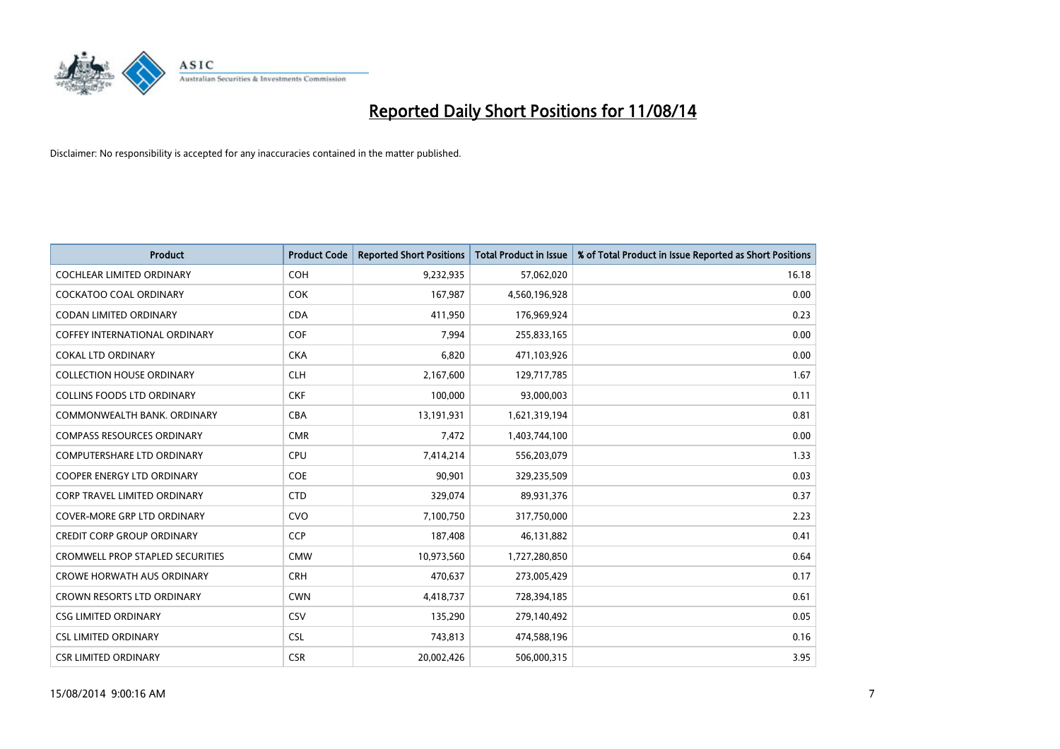# Reported Daily Short Positions for 11/08/14

Disclaimer: No responsibility is accepted for any inaccuracies contained in the matter published.

| Product | Product Code | Reported Short Positions | Total Product in Issue | % of Total Product in Issue Reported as Short Positions |
|---|---|---|---|---|
| COCHLEAR LIMITED ORDINARY | COH | 9,232,935 | 57,062,020 | 16.18 |
| COCKATOO COAL ORDINARY | COK | 167,987 | 4,560,196,928 | 0.00 |
| CODAN LIMITED ORDINARY | CDA | 411,950 | 176,969,924 | 0.23 |
| COFFEY INTERNATIONAL ORDINARY | COF | 7,994 | 255,833,165 | 0.00 |
| COKAL LTD ORDINARY | CKA | 6,820 | 471,103,926 | 0.00 |
| COLLECTION HOUSE ORDINARY | CLH | 2,167,600 | 129,717,785 | 1.67 |
| COLLINS FOODS LTD ORDINARY | CKF | 100,000 | 93,000,003 | 0.11 |
| COMMONWEALTH BANK. ORDINARY | CBA | 13,191,931 | 1,621,319,194 | 0.81 |
| COMPASS RESOURCES ORDINARY | CMR | 7,472 | 1,403,744,100 | 0.00 |
| COMPUTERSHARE LTD ORDINARY | CPU | 7,414,214 | 556,203,079 | 1.33 |
| COOPER ENERGY LTD ORDINARY | COE | 90,901 | 329,235,509 | 0.03 |
| CORP TRAVEL LIMITED ORDINARY | CTD | 329,074 | 89,931,376 | 0.37 |
| COVER-MORE GRP LTD ORDINARY | CVO | 7,100,750 | 317,750,000 | 2.23 |
| CREDIT CORP GROUP ORDINARY | CCP | 187,408 | 46,131,882 | 0.41 |
| CROMWELL PROP STAPLED SECURITIES | CMW | 10,973,560 | 1,727,280,850 | 0.64 |
| CROWE HORWATH AUS ORDINARY | CRH | 470,637 | 273,005,429 | 0.17 |
| CROWN RESORTS LTD ORDINARY | CWN | 4,418,737 | 728,394,185 | 0.61 |
| CSG LIMITED ORDINARY | CSV | 135,290 | 279,140,492 | 0.05 |
| CSL LIMITED ORDINARY | CSL | 743,813 | 474,588,196 | 0.16 |
| CSR LIMITED ORDINARY | CSR | 20,002,426 | 506,000,315 | 3.95 |

15/08/2014 9:00:16 AM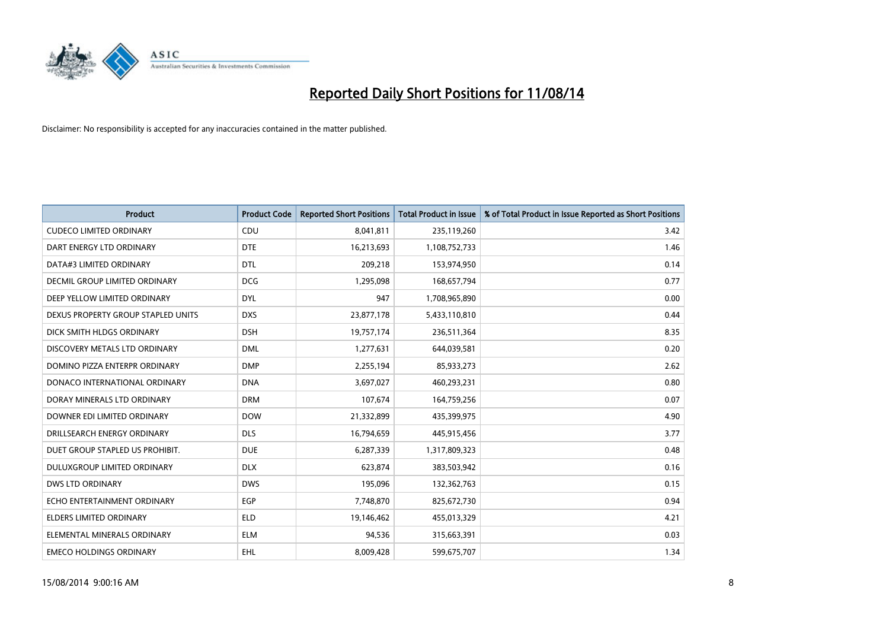# Reported Daily Short Positions for 11/08/14

Disclaimer: No responsibility is accepted for any inaccuracies contained in the matter published.

| Product | Product Code | Reported Short Positions | Total Product in Issue | % of Total Product in Issue Reported as Short Positions |
|---|---|---|---|---|
| CUDECO LIMITED ORDINARY | CDU | 8,041,811 | 235,119,260 | 3.42 |
| DART ENERGY LTD ORDINARY | DTE | 16,213,693 | 1,108,752,733 | 1.46 |
| DATA#3 LIMITED ORDINARY | DTL | 209,218 | 153,974,950 | 0.14 |
| DECMIL GROUP LIMITED ORDINARY | DCG | 1,295,098 | 168,657,794 | 0.77 |
| DEEP YELLOW LIMITED ORDINARY | DYL | 947 | 1,708,965,890 | 0.00 |
| DEXUS PROPERTY GROUP STAPLED UNITS | DXS | 23,877,178 | 5,433,110,810 | 0.44 |
| DICK SMITH HLDGS ORDINARY | DSH | 19,757,174 | 236,511,364 | 8.35 |
| DISCOVERY METALS LTD ORDINARY | DML | 1,277,631 | 644,039,581 | 0.20 |
| DOMINO PIZZA ENTERPR ORDINARY | DMP | 2,255,194 | 85,933,273 | 2.62 |
| DONACO INTERNATIONAL ORDINARY | DNA | 3,697,027 | 460,293,231 | 0.80 |
| DORAY MINERALS LTD ORDINARY | DRM | 107,674 | 164,759,256 | 0.07 |
| DOWNER EDI LIMITED ORDINARY | DOW | 21,332,899 | 435,399,975 | 4.90 |
| DRILLSEARCH ENERGY ORDINARY | DLS | 16,794,659 | 445,915,456 | 3.77 |
| DUET GROUP STAPLED US PROHIBIT. | DUE | 6,287,339 | 1,317,809,323 | 0.48 |
| DULUXGROUP LIMITED ORDINARY | DLX | 623,874 | 383,503,942 | 0.16 |
| DWS LTD ORDINARY | DWS | 195,096 | 132,362,763 | 0.15 |
| ECHO ENTERTAINMENT ORDINARY | EGP | 7,748,870 | 825,672,730 | 0.94 |
| ELDERS LIMITED ORDINARY | ELD | 19,146,462 | 455,013,329 | 4.21 |
| ELEMENTAL MINERALS ORDINARY | ELM | 94,536 | 315,663,391 | 0.03 |
| EMECO HOLDINGS ORDINARY | EHL | 8,009,428 | 599,675,707 | 1.34 |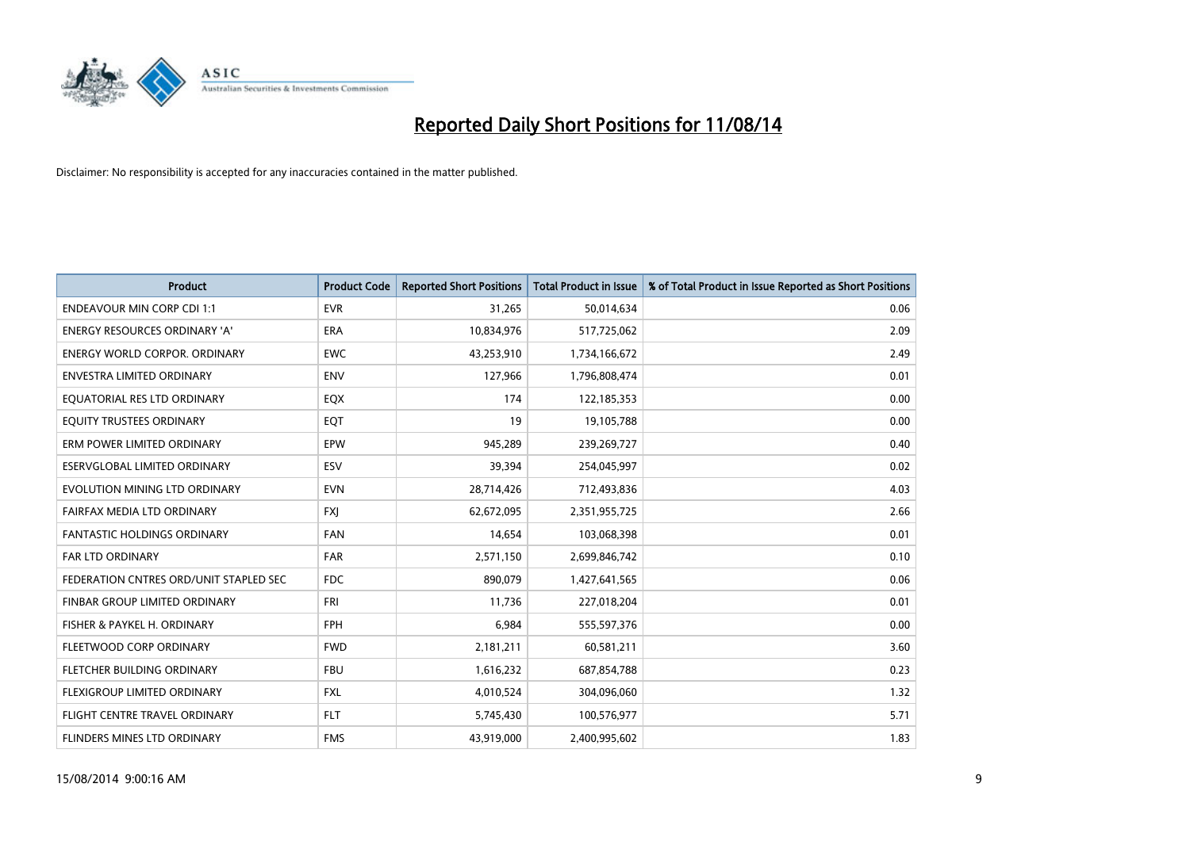# Reported Daily Short Positions for 11/08/14

Disclaimer: No responsibility is accepted for any inaccuracies contained in the matter published.

| Product | Product Code | Reported Short Positions | Total Product in Issue | % of Total Product in Issue Reported as Short Positions |
|---|---|---|---|---|
| ENDEAVOUR MIN CORP CDI 1:1 | EVR | 31,265 | 50,014,634 | 0.06 |
| ENERGY RESOURCES ORDINARY 'A' | ERA | 10,834,976 | 517,725,062 | 2.09 |
| ENERGY WORLD CORPOR. ORDINARY | EWC | 43,253,910 | 1,734,166,672 | 2.49 |
| ENVESTRA LIMITED ORDINARY | ENV | 127,966 | 1,796,808,474 | 0.01 |
| EQUATORIAL RES LTD ORDINARY | EQX | 174 | 122,185,353 | 0.00 |
| EQUITY TRUSTEES ORDINARY | EQT | 19 | 19,105,788 | 0.00 |
| ERM POWER LIMITED ORDINARY | EPW | 945,289 | 239,269,727 | 0.40 |
| ESERVGLOBAL LIMITED ORDINARY | ESV | 39,394 | 254,045,997 | 0.02 |
| EVOLUTION MINING LTD ORDINARY | EVN | 28,714,426 | 712,493,836 | 4.03 |
| FAIRFAX MEDIA LTD ORDINARY | FXJ | 62,672,095 | 2,351,955,725 | 2.66 |
| FANTASTIC HOLDINGS ORDINARY | FAN | 14,654 | 103,068,398 | 0.01 |
| FAR LTD ORDINARY | FAR | 2,571,150 | 2,699,846,742 | 0.10 |
| FEDERATION CNTRES ORD/UNIT STAPLED SEC | FDC | 890,079 | 1,427,641,565 | 0.06 |
| FINBAR GROUP LIMITED ORDINARY | FRI | 11,736 | 227,018,204 | 0.01 |
| FISHER & PAYKEL H. ORDINARY | FPH | 6,984 | 555,597,376 | 0.00 |
| FLEETWOOD CORP ORDINARY | FWD | 2,181,211 | 60,581,211 | 3.60 |
| FLETCHER BUILDING ORDINARY | FBU | 1,616,232 | 687,854,788 | 0.23 |
| FLEXIGROUP LIMITED ORDINARY | FXL | 4,010,524 | 304,096,060 | 1.32 |
| FLIGHT CENTRE TRAVEL ORDINARY | FLT | 5,745,430 | 100,576,977 | 5.71 |
| FLINDERS MINES LTD ORDINARY | FMS | 43,919,000 | 2,400,995,602 | 1.83 |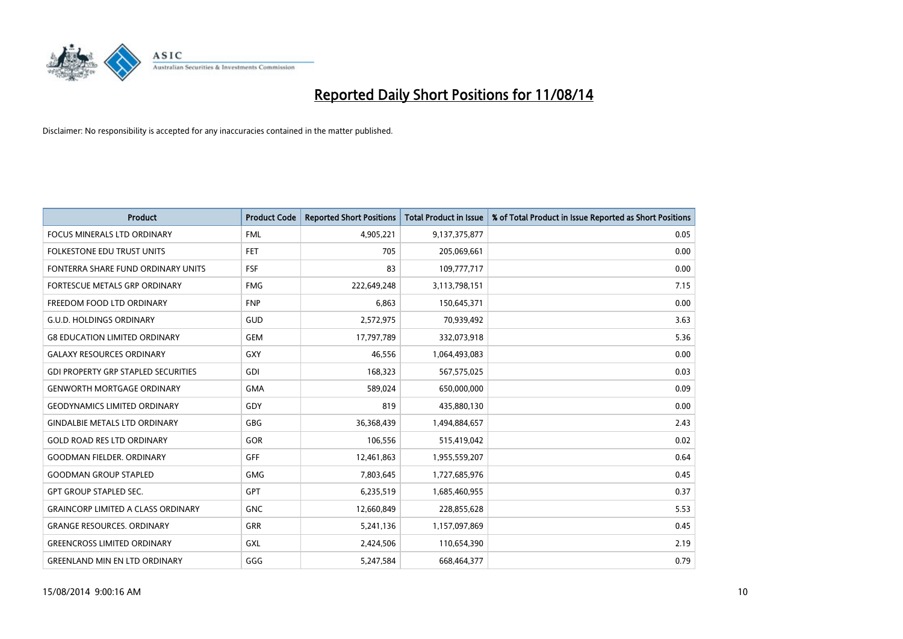# Reported Daily Short Positions for 11/08/14

Disclaimer: No responsibility is accepted for any inaccuracies contained in the matter published.

| Product | Product Code | Reported Short Positions | Total Product in Issue | % of Total Product in Issue Reported as Short Positions |
|---|---|---|---|---|
| FOCUS MINERALS LTD ORDINARY | FML | 4,905,221 | 9,137,375,877 | 0.05 |
| FOLKESTONE EDU TRUST UNITS | FET | 705 | 205,069,661 | 0.00 |
| FONTERRA SHARE FUND ORDINARY UNITS | FSF | 83 | 109,777,717 | 0.00 |
| FORTESCUE METALS GRP ORDINARY | FMG | 222,649,248 | 3,113,798,151 | 7.15 |
| FREEDOM FOOD LTD ORDINARY | FNP | 6,863 | 150,645,371 | 0.00 |
| G.U.D. HOLDINGS ORDINARY | GUD | 2,572,975 | 70,939,492 | 3.63 |
| G8 EDUCATION LIMITED ORDINARY | GEM | 17,797,789 | 332,073,918 | 5.36 |
| GALAXY RESOURCES ORDINARY | GXY | 46,556 | 1,064,493,083 | 0.00 |
| GDI PROPERTY GRP STAPLED SECURITIES | GDI | 168,323 | 567,575,025 | 0.03 |
| GENWORTH MORTGAGE ORDINARY | GMA | 589,024 | 650,000,000 | 0.09 |
| GEODYNAMICS LIMITED ORDINARY | GDY | 819 | 435,880,130 | 0.00 |
| GINDALBIE METALS LTD ORDINARY | GBG | 36,368,439 | 1,494,884,657 | 2.43 |
| GOLD ROAD RES LTD ORDINARY | GOR | 106,556 | 515,419,042 | 0.02 |
| GOODMAN FIELDER. ORDINARY | GFF | 12,461,863 | 1,955,559,207 | 0.64 |
| GOODMAN GROUP STAPLED | GMG | 7,803,645 | 1,727,685,976 | 0.45 |
| GPT GROUP STAPLED SEC. | GPT | 6,235,519 | 1,685,460,955 | 0.37 |
| GRAINCORP LIMITED A CLASS ORDINARY | GNC | 12,660,849 | 228,855,628 | 5.53 |
| GRANGE RESOURCES. ORDINARY | GRR | 5,241,136 | 1,157,097,869 | 0.45 |
| GREENCROSS LIMITED ORDINARY | GXL | 2,424,506 | 110,654,390 | 2.19 |
| GREENLAND MIN EN LTD ORDINARY | GGG | 5,247,584 | 668,464,377 | 0.79 |

15/08/2014 9:00:16 AM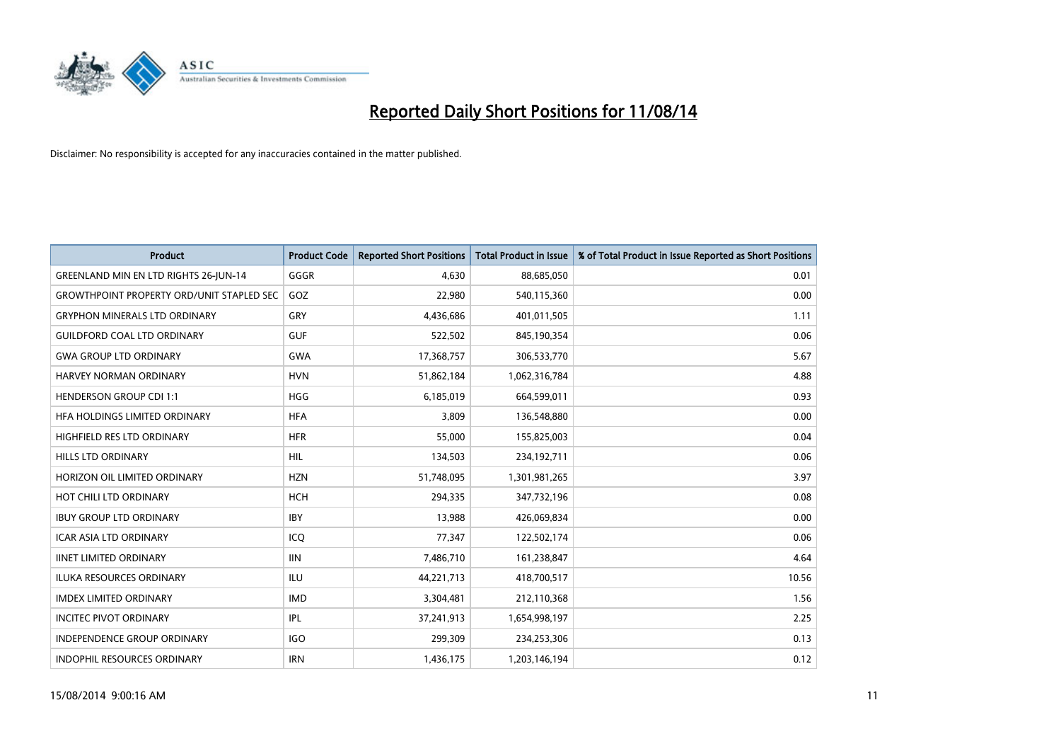# Reported Daily Short Positions for 11/08/14

Disclaimer: No responsibility is accepted for any inaccuracies contained in the matter published.

| Product | Product Code | Reported Short Positions | Total Product in Issue | % of Total Product in Issue Reported as Short Positions |
|---|---|---|---|---|
| GREENLAND MIN EN LTD RIGHTS 26-JUN-14 | GGGR | 4,630 | 88,685,050 | 0.01 |
| GROWTHPOINT PROPERTY ORD/UNIT STAPLED SEC | GOZ | 22,980 | 540,115,360 | 0.00 |
| GRYPHON MINERALS LTD ORDINARY | GRY | 4,436,686 | 401,011,505 | 1.11 |
| GUILDFORD COAL LTD ORDINARY | GUF | 522,502 | 845,190,354 | 0.06 |
| GWA GROUP LTD ORDINARY | GWA | 17,368,757 | 306,533,770 | 5.67 |
| HARVEY NORMAN ORDINARY | HVN | 51,862,184 | 1,062,316,784 | 4.88 |
| HENDERSON GROUP CDI 1:1 | HGG | 6,185,019 | 664,599,011 | 0.93 |
| HFA HOLDINGS LIMITED ORDINARY | HFA | 3,809 | 136,548,880 | 0.00 |
| HIGHFIELD RES LTD ORDINARY | HFR | 55,000 | 155,825,003 | 0.04 |
| HILLS LTD ORDINARY | HIL | 134,503 | 234,192,711 | 0.06 |
| HORIZON OIL LIMITED ORDINARY | HZN | 51,748,095 | 1,301,981,265 | 3.97 |
| HOT CHILI LTD ORDINARY | HCH | 294,335 | 347,732,196 | 0.08 |
| IBUY GROUP LTD ORDINARY | IBY | 13,988 | 426,069,834 | 0.00 |
| ICAR ASIA LTD ORDINARY | ICQ | 77,347 | 122,502,174 | 0.06 |
| IINET LIMITED ORDINARY | IIN | 7,486,710 | 161,238,847 | 4.64 |
| ILUKA RESOURCES ORDINARY | ILU | 44,221,713 | 418,700,517 | 10.56 |
| IMDEX LIMITED ORDINARY | IMD | 3,304,481 | 212,110,368 | 1.56 |
| INCITEC PIVOT ORDINARY | IPL | 37,241,913 | 1,654,998,197 | 2.25 |
| INDEPENDENCE GROUP ORDINARY | IGO | 299,309 | 234,253,306 | 0.13 |
| INDOPHIL RESOURCES ORDINARY | IRN | 1,436,175 | 1,203,146,194 | 0.12 |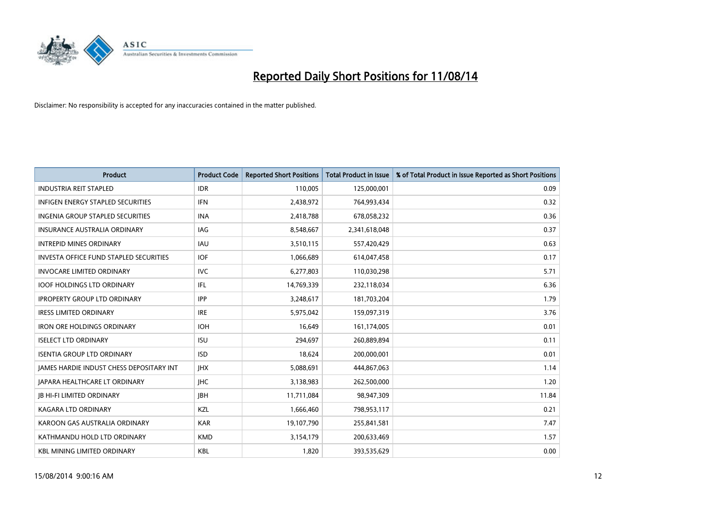# Reported Daily Short Positions for 11/08/14

Disclaimer: No responsibility is accepted for any inaccuracies contained in the matter published.

| Product | Product Code | Reported Short Positions | Total Product in Issue | % of Total Product in Issue Reported as Short Positions |
|---|---|---|---|---|
| INDUSTRIA REIT STAPLED | IDR | 110,005 | 125,000,001 | 0.09 |
| INFIGEN ENERGY STAPLED SECURITIES | IFN | 2,438,972 | 764,993,434 | 0.32 |
| INGENIA GROUP STAPLED SECURITIES | INA | 2,418,788 | 678,058,232 | 0.36 |
| INSURANCE AUSTRALIA ORDINARY | IAG | 8,548,667 | 2,341,618,048 | 0.37 |
| INTREPID MINES ORDINARY | IAU | 3,510,115 | 557,420,429 | 0.63 |
| INVESTA OFFICE FUND STAPLED SECURITIES | IOF | 1,066,689 | 614,047,458 | 0.17 |
| INVOCARE LIMITED ORDINARY | IVC | 6,277,803 | 110,030,298 | 5.71 |
| IOOF HOLDINGS LTD ORDINARY | IFL | 14,769,339 | 232,118,034 | 6.36 |
| IPROPERTY GROUP LTD ORDINARY | IPP | 3,248,617 | 181,703,204 | 1.79 |
| IRESS LIMITED ORDINARY | IRE | 5,975,042 | 159,097,319 | 3.76 |
| IRON ORE HOLDINGS ORDINARY | IOH | 16,649 | 161,174,005 | 0.01 |
| ISELECT LTD ORDINARY | ISU | 294,697 | 260,889,894 | 0.11 |
| ISENTIA GROUP LTD ORDINARY | ISD | 18,624 | 200,000,001 | 0.01 |
| JAMES HARDIE INDUST CHESS DEPOSITARY INT | JHX | 5,088,691 | 444,867,063 | 1.14 |
| JAPARA HEALTHCARE LT ORDINARY | JHC | 3,138,983 | 262,500,000 | 1.20 |
| JB HI-FI LIMITED ORDINARY | JBH | 11,711,084 | 98,947,309 | 11.84 |
| KAGARA LTD ORDINARY | KZL | 1,666,460 | 798,953,117 | 0.21 |
| KAROON GAS AUSTRALIA ORDINARY | KAR | 19,107,790 | 255,841,581 | 7.47 |
| KATHMANDU HOLD LTD ORDINARY | KMD | 3,154,179 | 200,633,469 | 1.57 |
| KBL MINING LIMITED ORDINARY | KBL | 1,820 | 393,535,629 | 0.00 |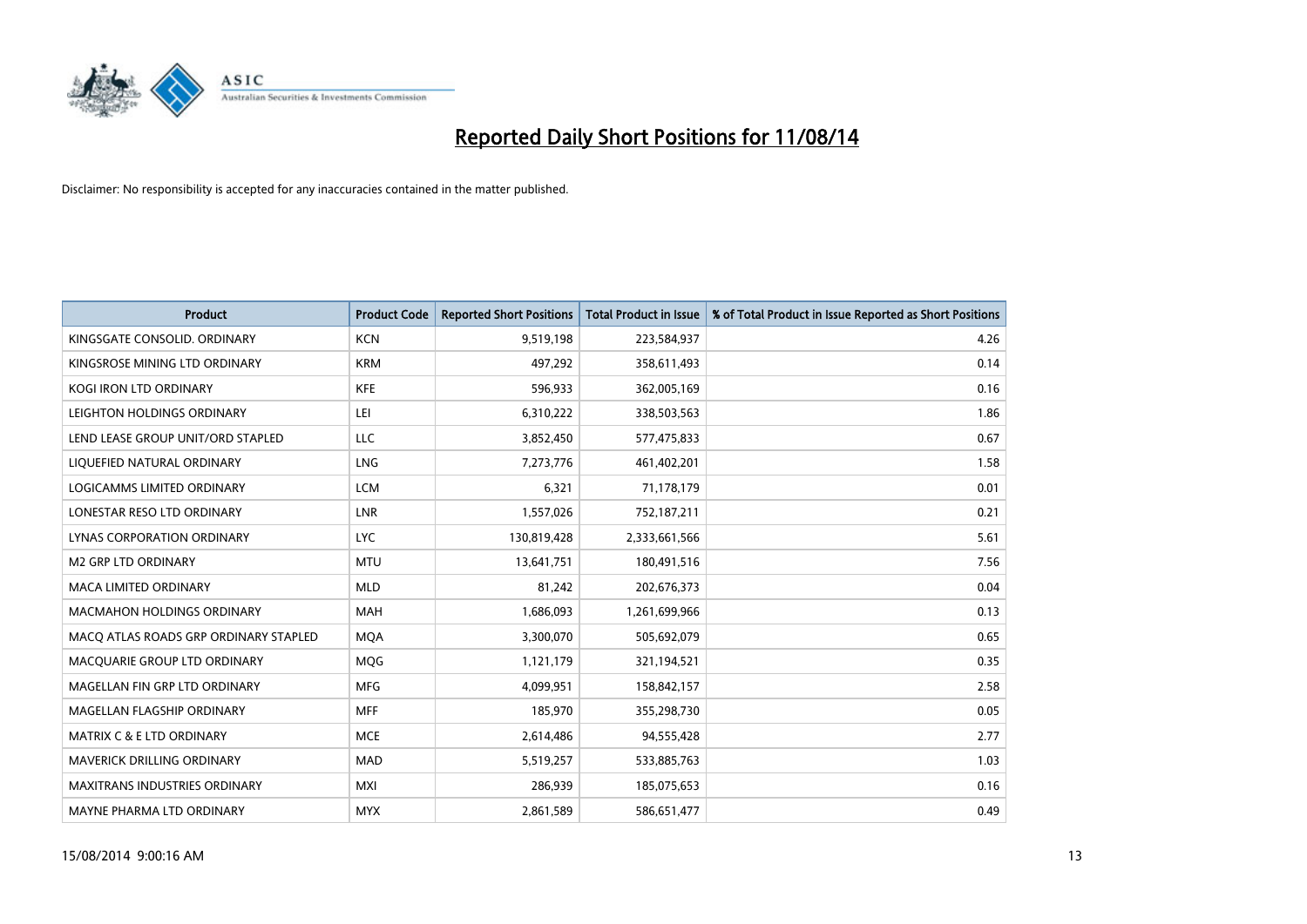# Reported Daily Short Positions for 11/08/14

Disclaimer: No responsibility is accepted for any inaccuracies contained in the matter published.

| Product | Product Code | Reported Short Positions | Total Product in Issue | % of Total Product in Issue Reported as Short Positions |
|---|---|---|---|---|
| KINGSGATE CONSOLID. ORDINARY | KCN | 9,519,198 | 223,584,937 | 4.26 |
| KINGSROSE MINING LTD ORDINARY | KRM | 497,292 | 358,611,493 | 0.14 |
| KOGI IRON LTD ORDINARY | KFE | 596,933 | 362,005,169 | 0.16 |
| LEIGHTON HOLDINGS ORDINARY | LEI | 6,310,222 | 338,503,563 | 1.86 |
| LEND LEASE GROUP UNIT/ORD STAPLED | LLC | 3,852,450 | 577,475,833 | 0.67 |
| LIQUEFIED NATURAL ORDINARY | LNG | 7,273,776 | 461,402,201 | 1.58 |
| LOGICAMMS LIMITED ORDINARY | LCM | 6,321 | 71,178,179 | 0.01 |
| LONESTAR RESO LTD ORDINARY | LNR | 1,557,026 | 752,187,211 | 0.21 |
| LYNAS CORPORATION ORDINARY | LYC | 130,819,428 | 2,333,661,566 | 5.61 |
| M2 GRP LTD ORDINARY | MTU | 13,641,751 | 180,491,516 | 7.56 |
| MACA LIMITED ORDINARY | MLD | 81,242 | 202,676,373 | 0.04 |
| MACMAHON HOLDINGS ORDINARY | MAH | 1,686,093 | 1,261,699,966 | 0.13 |
| MACQ ATLAS ROADS GRP ORDINARY STAPLED | MQA | 3,300,070 | 505,692,079 | 0.65 |
| MACQUARIE GROUP LTD ORDINARY | MQG | 1,121,179 | 321,194,521 | 0.35 |
| MAGELLAN FIN GRP LTD ORDINARY | MFG | 4,099,951 | 158,842,157 | 2.58 |
| MAGELLAN FLAGSHIP ORDINARY | MFF | 185,970 | 355,298,730 | 0.05 |
| MATRIX C & E LTD ORDINARY | MCE | 2,614,486 | 94,555,428 | 2.77 |
| MAVERICK DRILLING ORDINARY | MAD | 5,519,257 | 533,885,763 | 1.03 |
| MAXITRANS INDUSTRIES ORDINARY | MXI | 286,939 | 185,075,653 | 0.16 |
| MAYNE PHARMA LTD ORDINARY | MYX | 2,861,589 | 586,651,477 | 0.49 |

15/08/2014 9:00:16 AM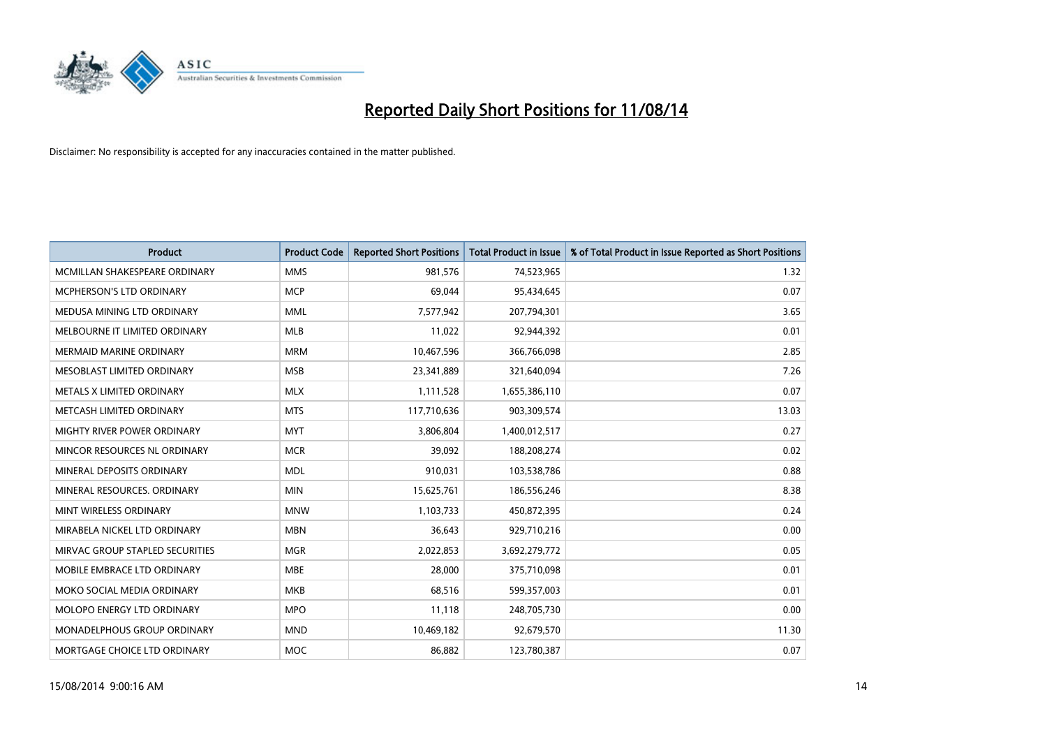# Reported Daily Short Positions for 11/08/14

Disclaimer: No responsibility is accepted for any inaccuracies contained in the matter published.

| Product | Product Code | Reported Short Positions | Total Product in Issue | % of Total Product in Issue Reported as Short Positions |
|---|---|---|---|---|
| MCMILLAN SHAKESPEARE ORDINARY | MMS | 981,576 | 74,523,965 | 1.32 |
| MCPHERSON'S LTD ORDINARY | MCP | 69,044 | 95,434,645 | 0.07 |
| MEDUSA MINING LTD ORDINARY | MML | 7,577,942 | 207,794,301 | 3.65 |
| MELBOURNE IT LIMITED ORDINARY | MLB | 11,022 | 92,944,392 | 0.01 |
| MERMAID MARINE ORDINARY | MRM | 10,467,596 | 366,766,098 | 2.85 |
| MESOBLAST LIMITED ORDINARY | MSB | 23,341,889 | 321,640,094 | 7.26 |
| METALS X LIMITED ORDINARY | MLX | 1,111,528 | 1,655,386,110 | 0.07 |
| METCASH LIMITED ORDINARY | MTS | 117,710,636 | 903,309,574 | 13.03 |
| MIGHTY RIVER POWER ORDINARY | MYT | 3,806,804 | 1,400,012,517 | 0.27 |
| MINCOR RESOURCES NL ORDINARY | MCR | 39,092 | 188,208,274 | 0.02 |
| MINERAL DEPOSITS ORDINARY | MDL | 910,031 | 103,538,786 | 0.88 |
| MINERAL RESOURCES. ORDINARY | MIN | 15,625,761 | 186,556,246 | 8.38 |
| MINT WIRELESS ORDINARY | MNW | 1,103,733 | 450,872,395 | 0.24 |
| MIRABELA NICKEL LTD ORDINARY | MBN | 36,643 | 929,710,216 | 0.00 |
| MIRVAC GROUP STAPLED SECURITIES | MGR | 2,022,853 | 3,692,279,772 | 0.05 |
| MOBILE EMBRACE LTD ORDINARY | MBE | 28,000 | 375,710,098 | 0.01 |
| MOKO SOCIAL MEDIA ORDINARY | MKB | 68,516 | 599,357,003 | 0.01 |
| MOLOPO ENERGY LTD ORDINARY | MPO | 11,118 | 248,705,730 | 0.00 |
| MONADELPHOUS GROUP ORDINARY | MND | 10,469,182 | 92,679,570 | 11.30 |
| MORTGAGE CHOICE LTD ORDINARY | MOC | 86,882 | 123,780,387 | 0.07 |

15/08/2014 9:00:16 AM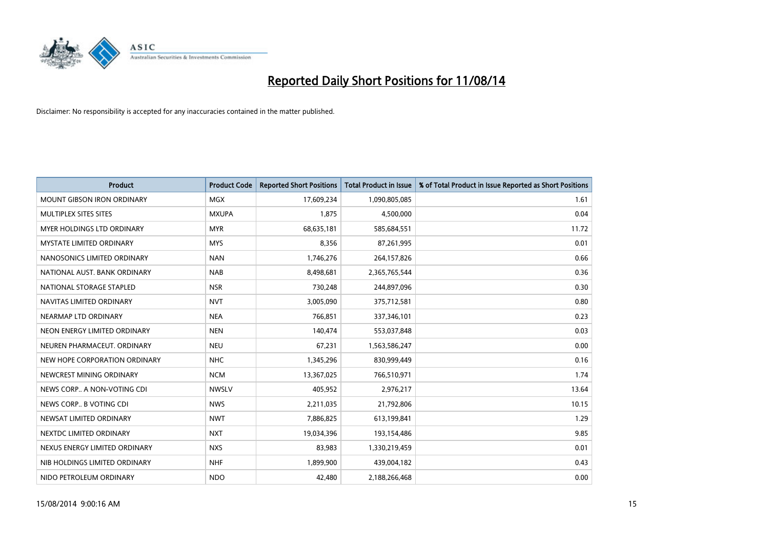# Reported Daily Short Positions for 11/08/14

Disclaimer: No responsibility is accepted for any inaccuracies contained in the matter published.

| Product | Product Code | Reported Short Positions | Total Product in Issue | % of Total Product in Issue Reported as Short Positions |
|---|---|---|---|---|
| MOUNT GIBSON IRON ORDINARY | MGX | 17,609,234 | 1,090,805,085 | 1.61 |
| MULTIPLEX SITES SITES | MXUPA | 1,875 | 4,500,000 | 0.04 |
| MYER HOLDINGS LTD ORDINARY | MYR | 68,635,181 | 585,684,551 | 11.72 |
| MYSTATE LIMITED ORDINARY | MYS | 8,356 | 87,261,995 | 0.01 |
| NANOSONICS LIMITED ORDINARY | NAN | 1,746,276 | 264,157,826 | 0.66 |
| NATIONAL AUST. BANK ORDINARY | NAB | 8,498,681 | 2,365,765,544 | 0.36 |
| NATIONAL STORAGE STAPLED | NSR | 730,248 | 244,897,096 | 0.30 |
| NAVITAS LIMITED ORDINARY | NVT | 3,005,090 | 375,712,581 | 0.80 |
| NEARMAP LTD ORDINARY | NEA | 766,851 | 337,346,101 | 0.23 |
| NEON ENERGY LIMITED ORDINARY | NEN | 140,474 | 553,037,848 | 0.03 |
| NEUREN PHARMACEUT. ORDINARY | NEU | 67,231 | 1,563,586,247 | 0.00 |
| NEW HOPE CORPORATION ORDINARY | NHC | 1,345,296 | 830,999,449 | 0.16 |
| NEWCREST MINING ORDINARY | NCM | 13,367,025 | 766,510,971 | 1.74 |
| NEWS CORP.. A NON-VOTING CDI | NWSLV | 405,952 | 2,976,217 | 13.64 |
| NEWS CORP.. B VOTING CDI | NWS | 2,211,035 | 21,792,806 | 10.15 |
| NEWSAT LIMITED ORDINARY | NWT | 7,886,825 | 613,199,841 | 1.29 |
| NEXTDC LIMITED ORDINARY | NXT | 19,034,396 | 193,154,486 | 9.85 |
| NEXUS ENERGY LIMITED ORDINARY | NXS | 83,983 | 1,330,219,459 | 0.01 |
| NIB HOLDINGS LIMITED ORDINARY | NHF | 1,899,900 | 439,004,182 | 0.43 |
| NIDO PETROLEUM ORDINARY | NDO | 42,480 | 2,188,266,468 | 0.00 |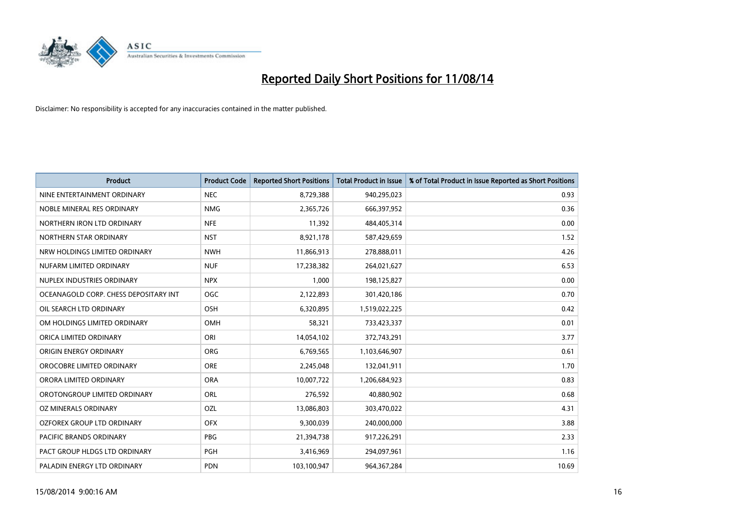# Reported Daily Short Positions for 11/08/14

Disclaimer: No responsibility is accepted for any inaccuracies contained in the matter published.

| Product | Product Code | Reported Short Positions | Total Product in Issue | % of Total Product in Issue Reported as Short Positions |
|---|---|---|---|---|
| NINE ENTERTAINMENT ORDINARY | NEC | 8,729,388 | 940,295,023 | 0.93 |
| NOBLE MINERAL RES ORDINARY | NMG | 2,365,726 | 666,397,952 | 0.36 |
| NORTHERN IRON LTD ORDINARY | NFE | 11,392 | 484,405,314 | 0.00 |
| NORTHERN STAR ORDINARY | NST | 8,921,178 | 587,429,659 | 1.52 |
| NRW HOLDINGS LIMITED ORDINARY | NWH | 11,866,913 | 278,888,011 | 4.26 |
| NUFARM LIMITED ORDINARY | NUF | 17,238,382 | 264,021,627 | 6.53 |
| NUPLEX INDUSTRIES ORDINARY | NPX | 1,000 | 198,125,827 | 0.00 |
| OCEANAGOLD CORP. CHESS DEPOSITARY INT | OGC | 2,122,893 | 301,420,186 | 0.70 |
| OIL SEARCH LTD ORDINARY | OSH | 6,320,895 | 1,519,022,225 | 0.42 |
| OM HOLDINGS LIMITED ORDINARY | OMH | 58,321 | 733,423,337 | 0.01 |
| ORICA LIMITED ORDINARY | ORI | 14,054,102 | 372,743,291 | 3.77 |
| ORIGIN ENERGY ORDINARY | ORG | 6,769,565 | 1,103,646,907 | 0.61 |
| OROCOBRE LIMITED ORDINARY | ORE | 2,245,048 | 132,041,911 | 1.70 |
| ORORA LIMITED ORDINARY | ORA | 10,007,722 | 1,206,684,923 | 0.83 |
| OROTONGROUP LIMITED ORDINARY | ORL | 276,592 | 40,880,902 | 0.68 |
| OZ MINERALS ORDINARY | OZL | 13,086,803 | 303,470,022 | 4.31 |
| OZFOREX GROUP LTD ORDINARY | OFX | 9,300,039 | 240,000,000 | 3.88 |
| PACIFIC BRANDS ORDINARY | PBG | 21,394,738 | 917,226,291 | 2.33 |
| PACT GROUP HLDGS LTD ORDINARY | PGH | 3,416,969 | 294,097,961 | 1.16 |
| PALADIN ENERGY LTD ORDINARY | PDN | 103,100,947 | 964,367,284 | 10.69 |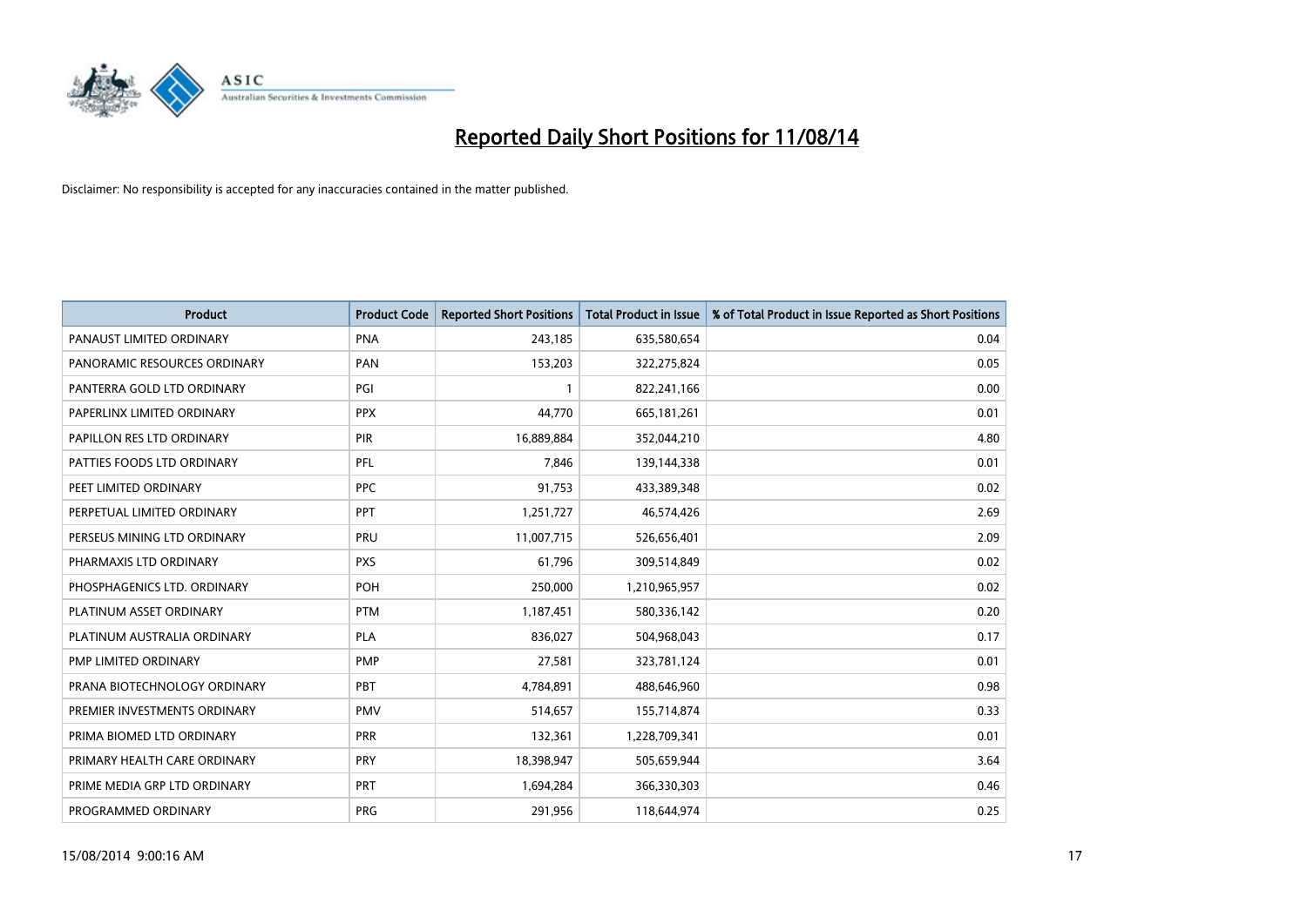# Reported Daily Short Positions for 11/08/14

Disclaimer: No responsibility is accepted for any inaccuracies contained in the matter published.

| Product | Product Code | Reported Short Positions | Total Product in Issue | % of Total Product in Issue Reported as Short Positions |
|---|---|---|---|---|
| PANAUST LIMITED ORDINARY | PNA | 243,185 | 635,580,654 | 0.04 |
| PANORAMIC RESOURCES ORDINARY | PAN | 153,203 | 322,275,824 | 0.05 |
| PANTERRA GOLD LTD ORDINARY | PGI | 1 | 822,241,166 | 0.00 |
| PAPERLINX LIMITED ORDINARY | PPX | 44,770 | 665,181,261 | 0.01 |
| PAPILLON RES LTD ORDINARY | PIR | 16,889,884 | 352,044,210 | 4.80 |
| PATTIES FOODS LTD ORDINARY | PFL | 7,846 | 139,144,338 | 0.01 |
| PEET LIMITED ORDINARY | PPC | 91,753 | 433,389,348 | 0.02 |
| PERPETUAL LIMITED ORDINARY | PPT | 1,251,727 | 46,574,426 | 2.69 |
| PERSEUS MINING LTD ORDINARY | PRU | 11,007,715 | 526,656,401 | 2.09 |
| PHARMAXIS LTD ORDINARY | PXS | 61,796 | 309,514,849 | 0.02 |
| PHOSPHAGENICS LTD. ORDINARY | POH | 250,000 | 1,210,965,957 | 0.02 |
| PLATINUM ASSET ORDINARY | PTM | 1,187,451 | 580,336,142 | 0.20 |
| PLATINUM AUSTRALIA ORDINARY | PLA | 836,027 | 504,968,043 | 0.17 |
| PMP LIMITED ORDINARY | PMP | 27,581 | 323,781,124 | 0.01 |
| PRANA BIOTECHNOLOGY ORDINARY | PBT | 4,784,891 | 488,646,960 | 0.98 |
| PREMIER INVESTMENTS ORDINARY | PMV | 514,657 | 155,714,874 | 0.33 |
| PRIMA BIOMED LTD ORDINARY | PRR | 132,361 | 1,228,709,341 | 0.01 |
| PRIMARY HEALTH CARE ORDINARY | PRY | 18,398,947 | 505,659,944 | 3.64 |
| PRIME MEDIA GRP LTD ORDINARY | PRT | 1,694,284 | 366,330,303 | 0.46 |
| PROGRAMMED ORDINARY | PRG | 291,956 | 118,644,974 | 0.25 |

15/08/2014 9:00:16 AM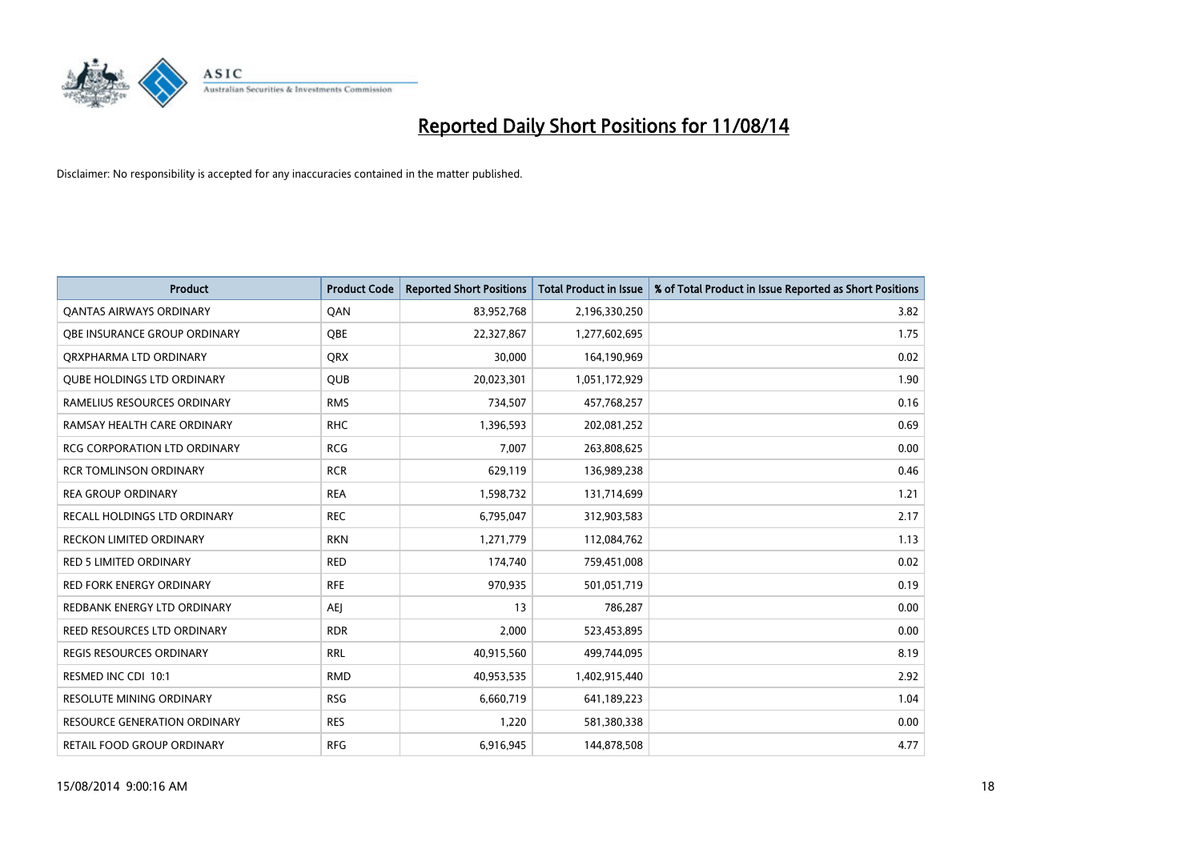# Reported Daily Short Positions for 11/08/14

Disclaimer: No responsibility is accepted for any inaccuracies contained in the matter published.

| Product | Product Code | Reported Short Positions | Total Product in Issue | % of Total Product in Issue Reported as Short Positions |
|---|---|---|---|---|
| QANTAS AIRWAYS ORDINARY | QAN | 83,952,768 | 2,196,330,250 | 3.82 |
| QBE INSURANCE GROUP ORDINARY | QBE | 22,327,867 | 1,277,602,695 | 1.75 |
| QRXPHARMA LTD ORDINARY | QRX | 30,000 | 164,190,969 | 0.02 |
| QUBE HOLDINGS LTD ORDINARY | QUB | 20,023,301 | 1,051,172,929 | 1.90 |
| RAMELIUS RESOURCES ORDINARY | RMS | 734,507 | 457,768,257 | 0.16 |
| RAMSAY HEALTH CARE ORDINARY | RHC | 1,396,593 | 202,081,252 | 0.69 |
| RCG CORPORATION LTD ORDINARY | RCG | 7,007 | 263,808,625 | 0.00 |
| RCR TOMLINSON ORDINARY | RCR | 629,119 | 136,989,238 | 0.46 |
| REA GROUP ORDINARY | REA | 1,598,732 | 131,714,699 | 1.21 |
| RECALL HOLDINGS LTD ORDINARY | REC | 6,795,047 | 312,903,583 | 2.17 |
| RECKON LIMITED ORDINARY | RKN | 1,271,779 | 112,084,762 | 1.13 |
| RED 5 LIMITED ORDINARY | RED | 174,740 | 759,451,008 | 0.02 |
| RED FORK ENERGY ORDINARY | RFE | 970,935 | 501,051,719 | 0.19 |
| REDBANK ENERGY LTD ORDINARY | AEJ | 13 | 786,287 | 0.00 |
| REED RESOURCES LTD ORDINARY | RDR | 2,000 | 523,453,895 | 0.00 |
| REGIS RESOURCES ORDINARY | RRL | 40,915,560 | 499,744,095 | 8.19 |
| RESMED INC CDI 10:1 | RMD | 40,953,535 | 1,402,915,440 | 2.92 |
| RESOLUTE MINING ORDINARY | RSG | 6,660,719 | 641,189,223 | 1.04 |
| RESOURCE GENERATION ORDINARY | RES | 1,220 | 581,380,338 | 0.00 |
| RETAIL FOOD GROUP ORDINARY | RFG | 6,916,945 | 144,878,508 | 4.77 |

15/08/2014 9:00:16 AM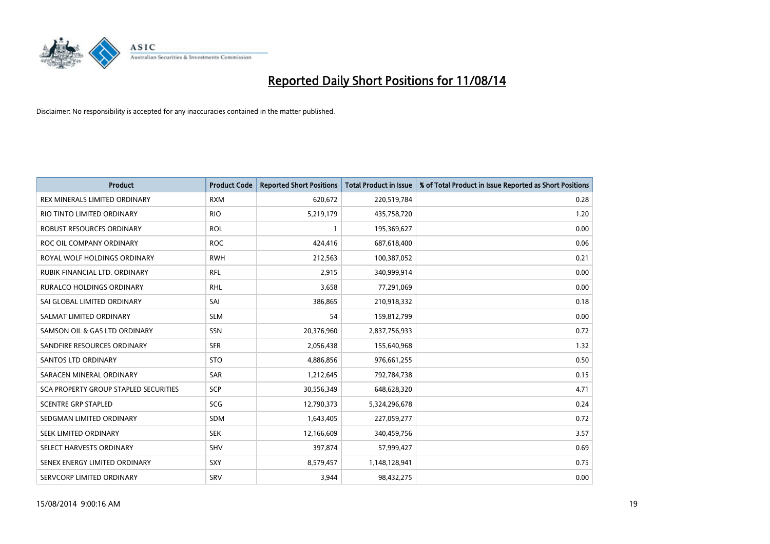# Reported Daily Short Positions for 11/08/14

Disclaimer: No responsibility is accepted for any inaccuracies contained in the matter published.

| Product | Product Code | Reported Short Positions | Total Product in Issue | % of Total Product in Issue Reported as Short Positions |
|---|---|---|---|---|
| REX MINERALS LIMITED ORDINARY | RXM | 620,672 | 220,519,784 | 0.28 |
| RIO TINTO LIMITED ORDINARY | RIO | 5,219,179 | 435,758,720 | 1.20 |
| ROBUST RESOURCES ORDINARY | ROL | 1 | 195,369,627 | 0.00 |
| ROC OIL COMPANY ORDINARY | ROC | 424,416 | 687,618,400 | 0.06 |
| ROYAL WOLF HOLDINGS ORDINARY | RWH | 212,563 | 100,387,052 | 0.21 |
| RUBIK FINANCIAL LTD. ORDINARY | RFL | 2,915 | 340,999,914 | 0.00 |
| RURALCO HOLDINGS ORDINARY | RHL | 3,658 | 77,291,069 | 0.00 |
| SAI GLOBAL LIMITED ORDINARY | SAI | 386,865 | 210,918,332 | 0.18 |
| SALMAT LIMITED ORDINARY | SLM | 54 | 159,812,799 | 0.00 |
| SAMSON OIL & GAS LTD ORDINARY | SSN | 20,376,960 | 2,837,756,933 | 0.72 |
| SANDFIRE RESOURCES ORDINARY | SFR | 2,056,438 | 155,640,968 | 1.32 |
| SANTOS LTD ORDINARY | STO | 4,886,856 | 976,661,255 | 0.50 |
| SARACEN MINERAL ORDINARY | SAR | 1,212,645 | 792,784,738 | 0.15 |
| SCA PROPERTY GROUP STAPLED SECURITIES | SCP | 30,556,349 | 648,628,320 | 4.71 |
| SCENTRE GRP STAPLED | SCG | 12,790,373 | 5,324,296,678 | 0.24 |
| SEDGMAN LIMITED ORDINARY | SDM | 1,643,405 | 227,059,277 | 0.72 |
| SEEK LIMITED ORDINARY | SEK | 12,166,609 | 340,459,756 | 3.57 |
| SELECT HARVESTS ORDINARY | SHV | 397,874 | 57,999,427 | 0.69 |
| SENEX ENERGY LIMITED ORDINARY | SXY | 8,579,457 | 1,148,128,941 | 0.75 |
| SERVCORP LIMITED ORDINARY | SRV | 3,944 | 98,432,275 | 0.00 |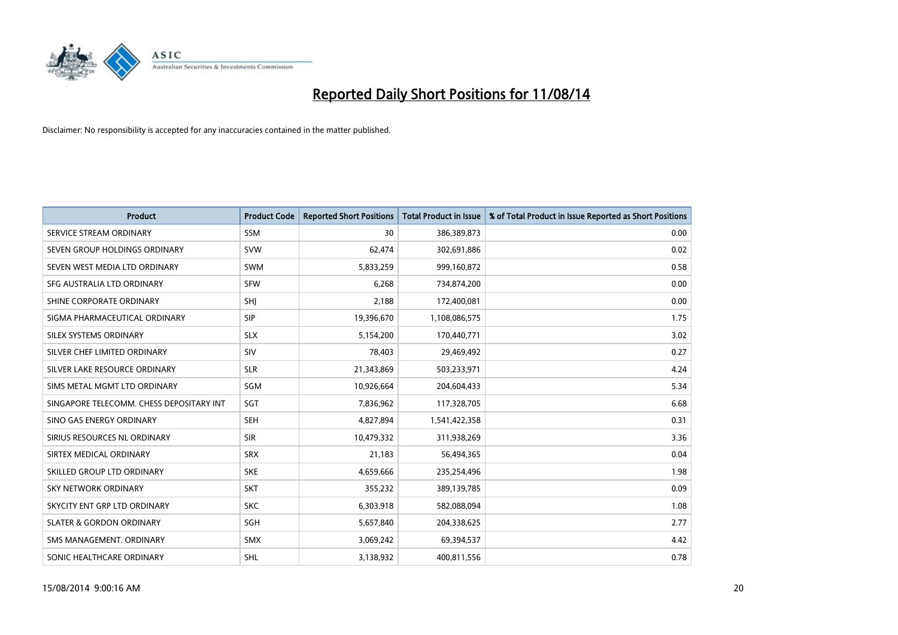# Reported Daily Short Positions for 11/08/14

Disclaimer: No responsibility is accepted for any inaccuracies contained in the matter published.

| Product | Product Code | Reported Short Positions | Total Product in Issue | % of Total Product in Issue Reported as Short Positions |
|---|---|---|---|---|
| SERVICE STREAM ORDINARY | SSM | 30 | 386,389,873 | 0.00 |
| SEVEN GROUP HOLDINGS ORDINARY | SVW | 62,474 | 302,691,886 | 0.02 |
| SEVEN WEST MEDIA LTD ORDINARY | SWM | 5,833,259 | 999,160,872 | 0.58 |
| SFG AUSTRALIA LTD ORDINARY | SFW | 6,268 | 734,874,200 | 0.00 |
| SHINE CORPORATE ORDINARY | SHJ | 2,188 | 172,400,081 | 0.00 |
| SIGMA PHARMACEUTICAL ORDINARY | SIP | 19,396,670 | 1,108,086,575 | 1.75 |
| SILEX SYSTEMS ORDINARY | SLX | 5,154,200 | 170,440,771 | 3.02 |
| SILVER CHEF LIMITED ORDINARY | SIV | 78,403 | 29,469,492 | 0.27 |
| SILVER LAKE RESOURCE ORDINARY | SLR | 21,343,869 | 503,233,971 | 4.24 |
| SIMS METAL MGMT LTD ORDINARY | SGM | 10,926,664 | 204,604,433 | 5.34 |
| SINGAPORE TELECOMM. CHESS DEPOSITARY INT | SGT | 7,836,962 | 117,328,705 | 6.68 |
| SINO GAS ENERGY ORDINARY | SEH | 4,827,894 | 1,541,422,358 | 0.31 |
| SIRIUS RESOURCES NL ORDINARY | SIR | 10,479,332 | 311,938,269 | 3.36 |
| SIRTEX MEDICAL ORDINARY | SRX | 21,183 | 56,494,365 | 0.04 |
| SKILLED GROUP LTD ORDINARY | SKE | 4,659,666 | 235,254,496 | 1.98 |
| SKY NETWORK ORDINARY | SKT | 355,232 | 389,139,785 | 0.09 |
| SKYCITY ENT GRP LTD ORDINARY | SKC | 6,303,918 | 582,088,094 | 1.08 |
| SLATER & GORDON ORDINARY | SGH | 5,657,840 | 204,338,625 | 2.77 |
| SMS MANAGEMENT. ORDINARY | SMX | 3,069,242 | 69,394,537 | 4.42 |
| SONIC HEALTHCARE ORDINARY | SHL | 3,138,932 | 400,811,556 | 0.78 |

15/08/2014 9:00:16 AM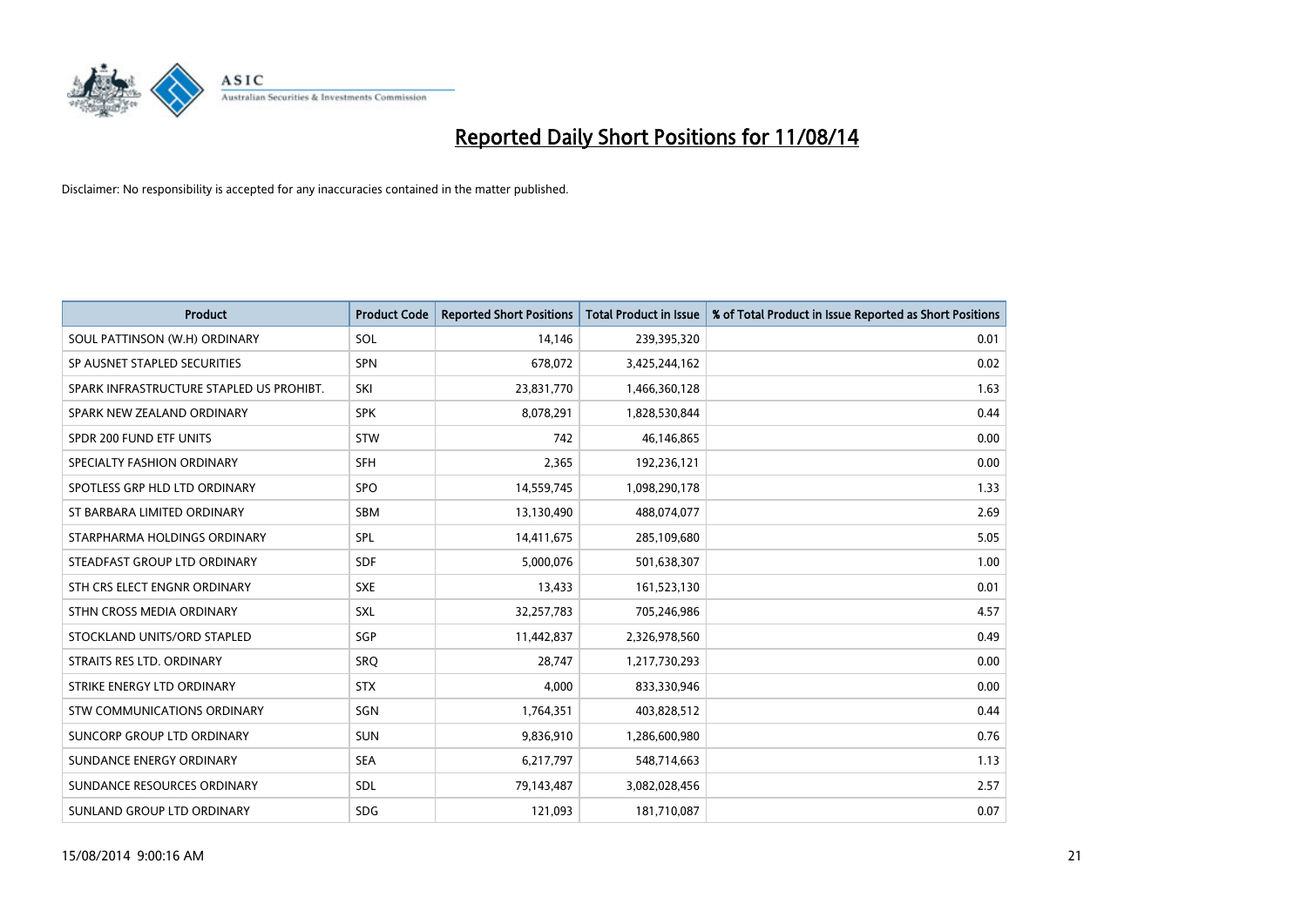# Reported Daily Short Positions for 11/08/14

Disclaimer: No responsibility is accepted for any inaccuracies contained in the matter published.

| Product | Product Code | Reported Short Positions | Total Product in Issue | % of Total Product in Issue Reported as Short Positions |
|---|---|---|---|---|
| SOUL PATTINSON (W.H) ORDINARY | SOL | 14,146 | 239,395,320 | 0.01 |
| SP AUSNET STAPLED SECURITIES | SPN | 678,072 | 3,425,244,162 | 0.02 |
| SPARK INFRASTRUCTURE STAPLED US PROHIBT. | SKI | 23,831,770 | 1,466,360,128 | 1.63 |
| SPARK NEW ZEALAND ORDINARY | SPK | 8,078,291 | 1,828,530,844 | 0.44 |
| SPDR 200 FUND ETF UNITS | STW | 742 | 46,146,865 | 0.00 |
| SPECIALTY FASHION ORDINARY | SFH | 2,365 | 192,236,121 | 0.00 |
| SPOTLESS GRP HLD LTD ORDINARY | SPO | 14,559,745 | 1,098,290,178 | 1.33 |
| ST BARBARA LIMITED ORDINARY | SBM | 13,130,490 | 488,074,077 | 2.69 |
| STARPHARMA HOLDINGS ORDINARY | SPL | 14,411,675 | 285,109,680 | 5.05 |
| STEADFAST GROUP LTD ORDINARY | SDF | 5,000,076 | 501,638,307 | 1.00 |
| STH CRS ELECT ENGNR ORDINARY | SXE | 13,433 | 161,523,130 | 0.01 |
| STHN CROSS MEDIA ORDINARY | SXL | 32,257,783 | 705,246,986 | 4.57 |
| STOCKLAND UNITS/ORD STAPLED | SGP | 11,442,837 | 2,326,978,560 | 0.49 |
| STRAITS RES LTD. ORDINARY | SRQ | 28,747 | 1,217,730,293 | 0.00 |
| STRIKE ENERGY LTD ORDINARY | STX | 4,000 | 833,330,946 | 0.00 |
| STW COMMUNICATIONS ORDINARY | SGN | 1,764,351 | 403,828,512 | 0.44 |
| SUNCORP GROUP LTD ORDINARY | SUN | 9,836,910 | 1,286,600,980 | 0.76 |
| SUNDANCE ENERGY ORDINARY | SEA | 6,217,797 | 548,714,663 | 1.13 |
| SUNDANCE RESOURCES ORDINARY | SDL | 79,143,487 | 3,082,028,456 | 2.57 |
| SUNLAND GROUP LTD ORDINARY | SDG | 121,093 | 181,710,087 | 0.07 |

15/08/2014 9:00:16 AM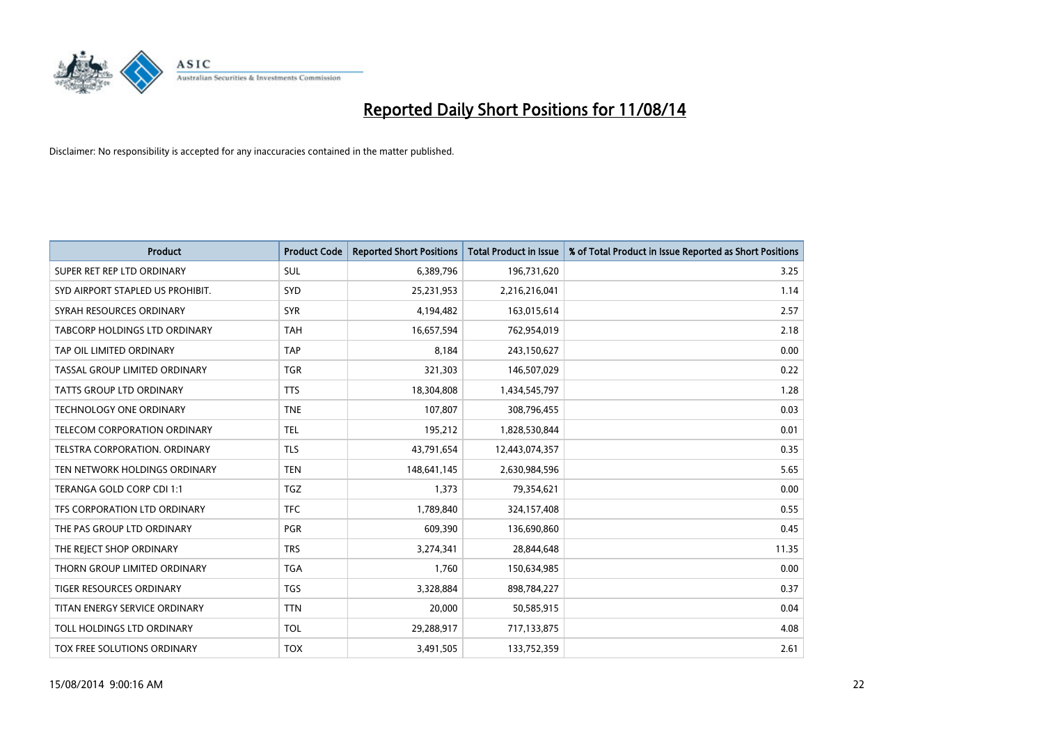# Reported Daily Short Positions for 11/08/14

Disclaimer: No responsibility is accepted for any inaccuracies contained in the matter published.

| Product | Product Code | Reported Short Positions | Total Product in Issue | % of Total Product in Issue Reported as Short Positions |
|---|---|---|---|---|
| SUPER RET REP LTD ORDINARY | SUL | 6,389,796 | 196,731,620 | 3.25 |
| SYD AIRPORT STAPLED US PROHIBIT. | SYD | 25,231,953 | 2,216,216,041 | 1.14 |
| SYRAH RESOURCES ORDINARY | SYR | 4,194,482 | 163,015,614 | 2.57 |
| TABCORP HOLDINGS LTD ORDINARY | TAH | 16,657,594 | 762,954,019 | 2.18 |
| TAP OIL LIMITED ORDINARY | TAP | 8,184 | 243,150,627 | 0.00 |
| TASSAL GROUP LIMITED ORDINARY | TGR | 321,303 | 146,507,029 | 0.22 |
| TATTS GROUP LTD ORDINARY | TTS | 18,304,808 | 1,434,545,797 | 1.28 |
| TECHNOLOGY ONE ORDINARY | TNE | 107,807 | 308,796,455 | 0.03 |
| TELECOM CORPORATION ORDINARY | TEL | 195,212 | 1,828,530,844 | 0.01 |
| TELSTRA CORPORATION. ORDINARY | TLS | 43,791,654 | 12,443,074,357 | 0.35 |
| TEN NETWORK HOLDINGS ORDINARY | TEN | 148,641,145 | 2,630,984,596 | 5.65 |
| TERANGA GOLD CORP CDI 1:1 | TGZ | 1,373 | 79,354,621 | 0.00 |
| TFS CORPORATION LTD ORDINARY | TFC | 1,789,840 | 324,157,408 | 0.55 |
| THE PAS GROUP LTD ORDINARY | PGR | 609,390 | 136,690,860 | 0.45 |
| THE REJECT SHOP ORDINARY | TRS | 3,274,341 | 28,844,648 | 11.35 |
| THORN GROUP LIMITED ORDINARY | TGA | 1,760 | 150,634,985 | 0.00 |
| TIGER RESOURCES ORDINARY | TGS | 3,328,884 | 898,784,227 | 0.37 |
| TITAN ENERGY SERVICE ORDINARY | TTN | 20,000 | 50,585,915 | 0.04 |
| TOLL HOLDINGS LTD ORDINARY | TOL | 29,288,917 | 717,133,875 | 4.08 |
| TOX FREE SOLUTIONS ORDINARY | TOX | 3,491,505 | 133,752,359 | 2.61 |

15/08/2014 9:00:16 AM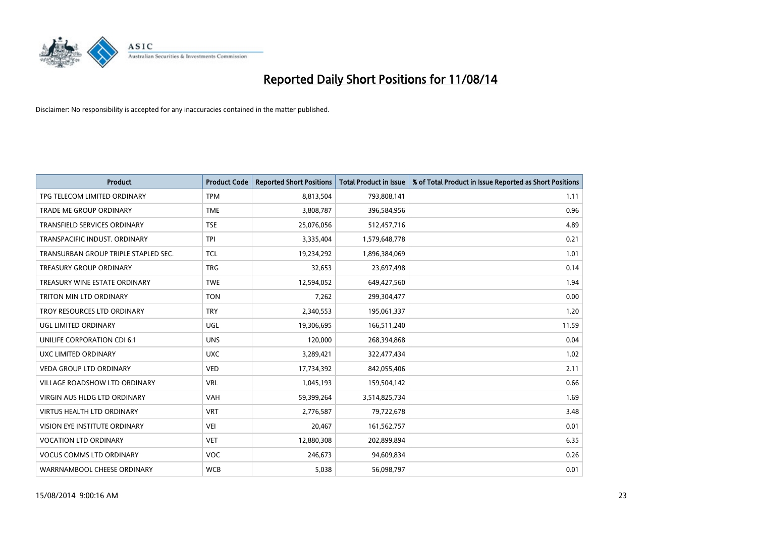# Reported Daily Short Positions for 11/08/14

Disclaimer: No responsibility is accepted for any inaccuracies contained in the matter published.

| Product | Product Code | Reported Short Positions | Total Product in Issue | % of Total Product in Issue Reported as Short Positions |
|---|---|---|---|---|
| TPG TELECOM LIMITED ORDINARY | TPM | 8,813,504 | 793,808,141 | 1.11 |
| TRADE ME GROUP ORDINARY | TME | 3,808,787 | 396,584,956 | 0.96 |
| TRANSFIELD SERVICES ORDINARY | TSE | 25,076,056 | 512,457,716 | 4.89 |
| TRANSPACIFIC INDUST. ORDINARY | TPI | 3,335,404 | 1,579,648,778 | 0.21 |
| TRANSURBAN GROUP TRIPLE STAPLED SEC. | TCL | 19,234,292 | 1,896,384,069 | 1.01 |
| TREASURY GROUP ORDINARY | TRG | 32,653 | 23,697,498 | 0.14 |
| TREASURY WINE ESTATE ORDINARY | TWE | 12,594,052 | 649,427,560 | 1.94 |
| TRITON MIN LTD ORDINARY | TON | 7,262 | 299,304,477 | 0.00 |
| TROY RESOURCES LTD ORDINARY | TRY | 2,340,553 | 195,061,337 | 1.20 |
| UGL LIMITED ORDINARY | UGL | 19,306,695 | 166,511,240 | 11.59 |
| UNILIFE CORPORATION CDI 6:1 | UNS | 120,000 | 268,394,868 | 0.04 |
| UXC LIMITED ORDINARY | UXC | 3,289,421 | 322,477,434 | 1.02 |
| VEDA GROUP LTD ORDINARY | VED | 17,734,392 | 842,055,406 | 2.11 |
| VILLAGE ROADSHOW LTD ORDINARY | VRL | 1,045,193 | 159,504,142 | 0.66 |
| VIRGIN AUS HLDG LTD ORDINARY | VAH | 59,399,264 | 3,514,825,734 | 1.69 |
| VIRTUS HEALTH LTD ORDINARY | VRT | 2,776,587 | 79,722,678 | 3.48 |
| VISION EYE INSTITUTE ORDINARY | VEI | 20,467 | 161,562,757 | 0.01 |
| VOCATION LTD ORDINARY | VET | 12,880,308 | 202,899,894 | 6.35 |
| VOCUS COMMS LTD ORDINARY | VOC | 246,673 | 94,609,834 | 0.26 |
| WARRNAMBOOL CHEESE ORDINARY | WCB | 5,038 | 56,098,797 | 0.01 |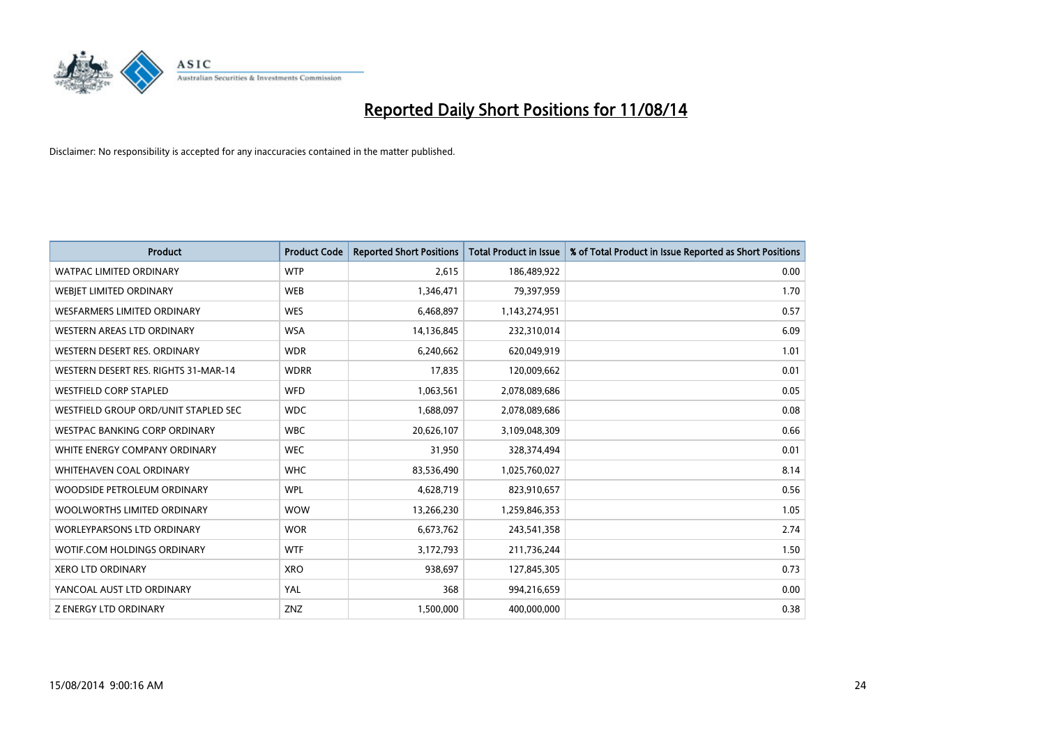# Reported Daily Short Positions for 11/08/14

Disclaimer: No responsibility is accepted for any inaccuracies contained in the matter published.

| Product | Product Code | Reported Short Positions | Total Product in Issue | % of Total Product in Issue Reported as Short Positions |
|---|---|---|---|---|
| WATPAC LIMITED ORDINARY | WTP | 2,615 | 186,489,922 | 0.00 |
| WEBJET LIMITED ORDINARY | WEB | 1,346,471 | 79,397,959 | 1.70 |
| WESFARMERS LIMITED ORDINARY | WES | 6,468,897 | 1,143,274,951 | 0.57 |
| WESTERN AREAS LTD ORDINARY | WSA | 14,136,845 | 232,310,014 | 6.09 |
| WESTERN DESERT RES. ORDINARY | WDR | 6,240,662 | 620,049,919 | 1.01 |
| WESTERN DESERT RES. RIGHTS 31-MAR-14 | WDRR | 17,835 | 120,009,662 | 0.01 |
| WESTFIELD CORP STAPLED | WFD | 1,063,561 | 2,078,089,686 | 0.05 |
| WESTFIELD GROUP ORD/UNIT STAPLED SEC | WDC | 1,688,097 | 2,078,089,686 | 0.08 |
| WESTPAC BANKING CORP ORDINARY | WBC | 20,626,107 | 3,109,048,309 | 0.66 |
| WHITE ENERGY COMPANY ORDINARY | WEC | 31,950 | 328,374,494 | 0.01 |
| WHITEHAVEN COAL ORDINARY | WHC | 83,536,490 | 1,025,760,027 | 8.14 |
| WOODSIDE PETROLEUM ORDINARY | WPL | 4,628,719 | 823,910,657 | 0.56 |
| WOOLWORTHS LIMITED ORDINARY | WOW | 13,266,230 | 1,259,846,353 | 1.05 |
| WORLEYPARSONS LTD ORDINARY | WOR | 6,673,762 | 243,541,358 | 2.74 |
| WOTIF.COM HOLDINGS ORDINARY | WTF | 3,172,793 | 211,736,244 | 1.50 |
| XERO LTD ORDINARY | XRO | 938,697 | 127,845,305 | 0.73 |
| YANCOAL AUST LTD ORDINARY | YAL | 368 | 994,216,659 | 0.00 |
| Z ENERGY LTD ORDINARY | ZNZ | 1,500,000 | 400,000,000 | 0.38 |